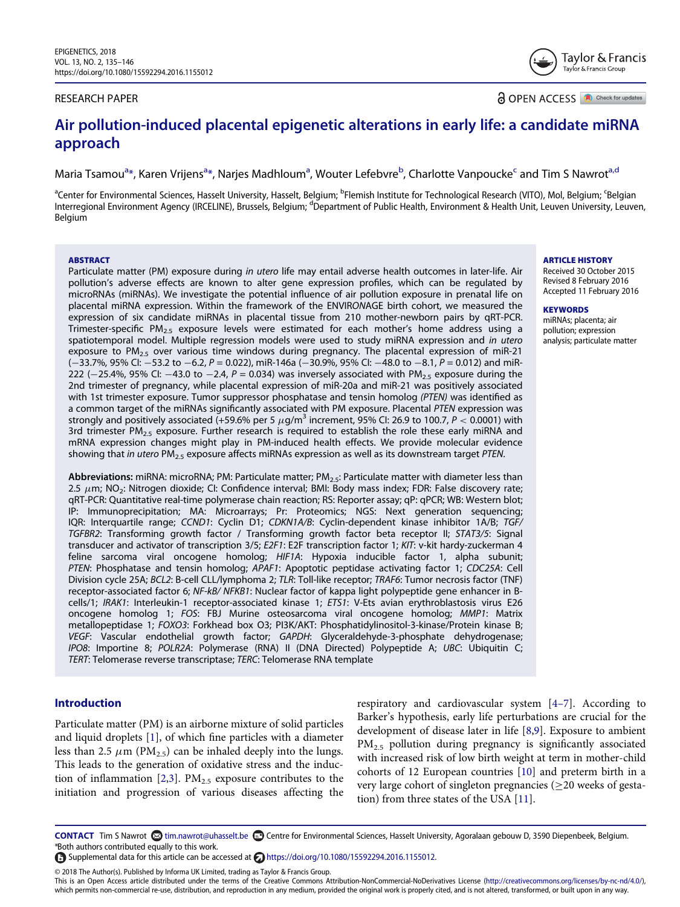RESEARCH PAPER

OPEN ACCESS

# Air pollution-induced placental epigenetic alterations in early life: a candidate miRNA approach

Maria Tsamou[a*], Karen Vrijens[a*], Narjes Madhloum[a], Wouter Lefebvre[b], Charlotte Vanpoucke[c] and Tim S Nawrot[a,d]

[a]Center for Environmental Sciences, Hasselt University, Hasselt, Belgium; [b]Flemish Institute for Technological Research (VITO), Mol, Belgium; [c]Belgian Interregional Environment Agency (IRCELINE), Brussels, Belgium; [d]Department of Public Health, Environment & Health Unit, Leuven University, Leuven, Belgium

**ABSTRACT**

Particulate matter (PM) exposure during *in utero* life may entail adverse health outcomes in later-life. Air pollution's adverse effects are known to alter gene expression profiles, which can be regulated by microRNAs (miRNAs). We investigate the potential influence of air pollution exposure in prenatal life on placental miRNA expression. Within the framework of the ENVIR*ON*AGE birth cohort, we measured the expression of six candidate miRNAs in placental tissue from 210 mother-newborn pairs by qRT-PCR. Trimester-specific $PM_{2.5}$ exposure levels were estimated for each mother's home address using a spatiotemporal model. Multiple regression models were used to study miRNA expression and *in utero* exposure to $PM_{2.5}$ over various time windows during pregnancy. The placental expression of miR-21 (−33.7%, 95% CI: −53.2 to −6.2, $P = 0.022$), miR-146a (−30.9%, 95% CI: −48.0 to −8.1, $P = 0.012$) and miR-222 (−25.4%, 95% CI: −43.0 to −2.4, $P = 0.034$) was inversely associated with $PM_{2.5}$ exposure during the 2nd trimester of pregnancy, while placental expression of miR-20a and miR-21 was positively associated with 1st trimester exposure. Tumor suppressor phosphatase and tensin homolog *(PTEN)* was identified as a common target of the miRNAs significantly associated with PM exposure. Placental *PTEN* expression was strongly and positively associated (+59.6% per 5 $\mu g/m^3$ increment, 95% CI: 26.9 to 100.7, $P < 0.0001$) with 3rd trimester $PM_{2.5}$ exposure. Further research is required to establish the role these early miRNA and mRNA expression changes might play in PM-induced health effects. We provide molecular evidence showing that *in utero* $PM_{2.5}$ exposure affects miRNAs expression as well as its downstream target *PTEN*.

**ARTICLE HISTORY**

Received 30 October 2015
Revised 8 February 2016
Accepted 11 February 2016

**KEYWORDS**

miRNAs; placenta; air pollution; expression analysis; particulate matter

**Abbreviations:** miRNA: microRNA; PM: Particulate matter; $PM_{2.5}$: Particulate matter with diameter less than 2.5 $\mu m$; $NO_2$: Nitrogen dioxide; CI: Confidence interval; BMI: Body mass index; FDR: False discovery rate; qRT-PCR: Quantitative real-time polymerase chain reaction; RS: Reporter assay; qP: qPCR; WB: Western blot; IP: Immunoprecipitation; MA: Microarrays; Pr: Proteomics; NGS: Next generation sequencing; IQR: Interquartile range; *CCND1*: Cyclin D1; *CDKN1A/B*: Cyclin-dependent kinase inhibitor 1A/B; *TGF/TGFBR2*: Transforming growth factor / Transforming growth factor beta receptor II; *STAT3/5*: Signal transducer and activator of transcription 3/5; *E2F1*: E2F transcription factor 1; *KIT*: v-kit hardy-zuckerman 4 feline sarcoma viral oncogene homolog; *HIF1A*: Hypoxia inducible factor 1, alpha subunit; *PTEN*: Phosphatase and tensin homolog; *APAF1*: Apoptotic peptidase activating factor 1; *CDC25A*: Cell Division cycle 25A; *BCL2*: B-cell CLL/lymphoma 2; *TLR*: Toll-like receptor; *TRAF6*: Tumor necrosis factor (TNF) receptor-associated factor 6; *NF-kB/ NFKB1*: Nuclear factor of kappa light polypeptide gene enhancer in B-cells/1; *IRAK1*: Interleukin-1 receptor-associated kinase 1; *ETS1*: V-Ets avian erythroblastosis virus E26 oncogene homolog 1; *FOS*: FBJ Murine osteosarcoma viral oncogene homolog; *MMP1*: Matrix metallopeptidase 1; *FOXO3*: Forkhead box O3; PI3K/AKT: Phosphatidylinositol-3-kinase/Protein kinase B; *VEGF*: Vascular endothelial growth factor; *GAPDH*: Glyceraldehyde-3-phosphate dehydrogenase; *IPO8*: Importine 8; *POLR2A*: Polymerase (RNA) II (DNA Directed) Polypeptide A; *UBC*: Ubiquitin C; *TERT*: Telomerase reverse transcriptase; *TERC*: Telomerase RNA template

## Introduction

Particulate matter (PM) is an airborne mixture of solid particles and liquid droplets [1], of which fine particles with a diameter less than 2.5 $\mu m$ ($PM_{2.5}$) can be inhaled deeply into the lungs. This leads to the generation of oxidative stress and the induction of inflammation [2,3]. $PM_{2.5}$ exposure contributes to the initiation and progression of various diseases affecting the respiratory and cardiovascular system [4–7]. According to Barker's hypothesis, early life perturbations are crucial for the development of disease later in life [8,9]. Exposure to ambient $PM_{2.5}$ pollution during pregnancy is significantly associated with increased risk of low birth weight at term in mother-child cohorts of 12 European countries [10] and preterm birth in a very large cohort of singleton pregnancies (≥20 weeks of gestation) from three states of the USA [11].

**CONTACT** Tim S Nawrot tim.nawrot@uhasselt.be Centre for Environmental Sciences, Hasselt University, Agoralaan gebouw D, 3590 Diepenbeek, Belgium.
*Both authors contributed equally to this work.
Supplemental data for this article can be accessed at https://doi.org/10.1080/15592294.2016.1155012.

© 2018 The Author(s). Published by Informa UK Limited, trading as Taylor & Francis Group.
This is an Open Access article distributed under the terms of the Creative Commons Attribution-NonCommercial-NoDerivatives License (http://creativecommons.org/licenses/by-nc-nd/4.0/), which permits non-commercial re-use, distribution, and reproduction in any medium, provided the original work is properly cited, and is not altered, transformed, or built upon in any way.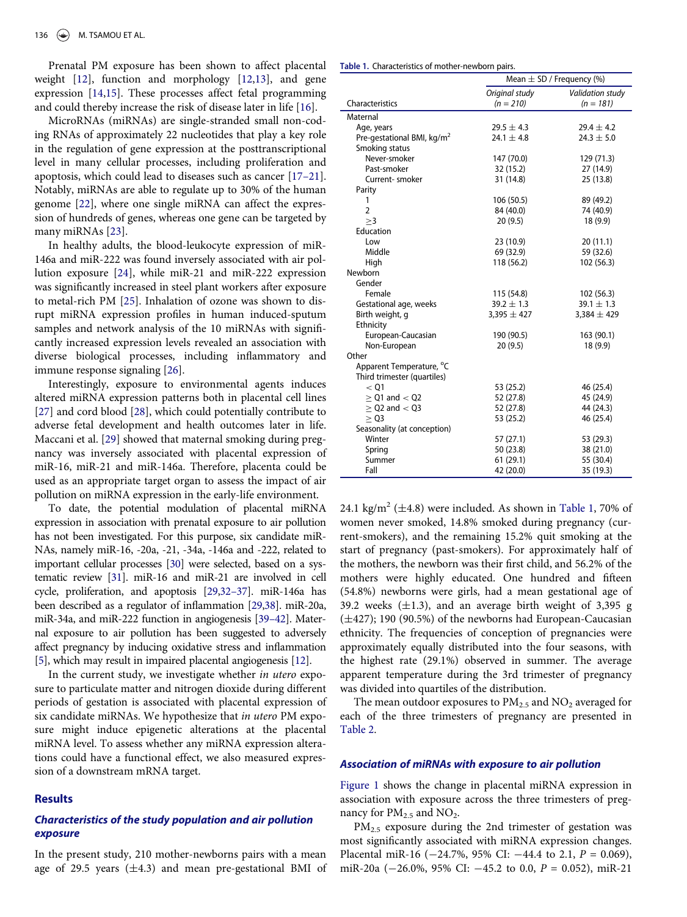Prenatal PM exposure has been shown to affect placental weight [12], function and morphology [12,13], and gene expression [14,15]. These processes affect fetal programming and could thereby increase the risk of disease later in life [16].

MicroRNAs (miRNAs) are single-stranded small non-coding RNAs of approximately 22 nucleotides that play a key role in the regulation of gene expression at the posttranscriptional level in many cellular processes, including proliferation and apoptosis, which could lead to diseases such as cancer [17–21]. Notably, miRNAs are able to regulate up to 30% of the human genome [22], where one single miRNA can affect the expression of hundreds of genes, whereas one gene can be targeted by many miRNAs [23].

In healthy adults, the blood-leukocyte expression of miR-146a and miR-222 was found inversely associated with air pollution exposure [24], while miR-21 and miR-222 expression was significantly increased in steel plant workers after exposure to metal-rich PM [25]. Inhalation of ozone was shown to disrupt miRNA expression profiles in human induced-sputum samples and network analysis of the 10 miRNAs with significantly increased expression levels revealed an association with diverse biological processes, including inflammatory and immune response signaling [26].

Interestingly, exposure to environmental agents induces altered miRNA expression patterns both in placental cell lines [27] and cord blood [28], which could potentially contribute to adverse fetal development and health outcomes later in life. Maccani et al. [29] showed that maternal smoking during pregnancy was inversely associated with placental expression of miR-16, miR-21 and miR-146a. Therefore, placenta could be used as an appropriate target organ to assess the impact of air pollution on miRNA expression in the early-life environment.

To date, the potential modulation of placental miRNA expression in association with prenatal exposure to air pollution has not been investigated. For this purpose, six candidate miRNAs, namely miR-16, -20a, -21, -34a, -146a and -222, related to important cellular processes [30] were selected, based on a systematic review [31]. miR-16 and miR-21 are involved in cell cycle, proliferation, and apoptosis [29,32–37]. miR-146a has been described as a regulator of inflammation [29,38]. miR-20a, miR-34a, and miR-222 function in angiogenesis [39–42]. Maternal exposure to air pollution has been suggested to adversely affect pregnancy by inducing oxidative stress and inflammation [5], which may result in impaired placental angiogenesis [12].

In the current study, we investigate whether *in utero* exposure to particulate matter and nitrogen dioxide during different periods of gestation is associated with placental expression of six candidate miRNAs. We hypothesize that *in utero* PM exposure might induce epigenetic alterations at the placental miRNA level. To assess whether any miRNA expression alterations could have a functional effect, we also measured expression of a downstream mRNA target.

## Results

### *Characteristics of the study population and air pollution exposure*

In the present study, 210 mother-newborns pairs with a mean age of 29.5 years (±4.3) and mean pre-gestational BMI of 24.1 kg/m$^2$ (±4.8) were included. As shown in Table 1, 70% of women never smoked, 14.8% smoked during pregnancy (current-smokers), and the remaining 15.2% quit smoking at the start of pregnancy (past-smokers). For approximately half of the mothers, the newborn was their first child, and 56.2% of the mothers were highly educated. One hundred and fifteen (54.8%) newborns were girls, had a mean gestational age of 39.2 weeks (±1.3), and an average birth weight of 3,395 g (±427); 190 (90.5%) of the newborns had European-Caucasian ethnicity. The frequencies of conception of pregnancies were approximately equally distributed into the four seasons, with the highest rate (29.1%) observed in summer. The average apparent temperature during the 3rd trimester of pregnancy was divided into quartiles of the distribution.

**Table 1.** Characteristics of mother-newborn pairs.

| Characteristics | Mean ± SD / Frequency (%) | |
|---|---|---|
| | *Original study (n = 210)* | *Validation study (n = 181)* |
| Maternal | | |
| Age, years | 29.5 ± 4.3 | 29.4 ± 4.2 |
| Pre-gestational BMI, kg/m$^2$ | 24.1 ± 4.8 | 24.3 ± 5.0 |
| Smoking status | | |
| Never-smoker | 147 (70.0) | 129 (71.3) |
| Past-smoker | 32 (15.2) | 27 (14.9) |
| Current- smoker | 31 (14.8) | 25 (13.8) |
| Parity | | |
| 1 | 106 (50.5) | 89 (49.2) |
| 2 | 84 (40.0) | 74 (40.9) |
| ≥3 | 20 (9.5) | 18 (9.9) |
| Education | | |
| Low | 23 (10.9) | 20 (11.1) |
| Middle | 69 (32.9) | 59 (32.6) |
| High | 118 (56.2) | 102 (56.3) |
| Newborn | | |
| Gender | | |
| Female | 115 (54.8) | 102 (56.3) |
| Gestational age, weeks | 39.2 ± 1.3 | 39.1 ± 1.3 |
| Birth weight, g | 3,395 ± 427 | 3,384 ± 429 |
| Ethnicity | | |
| European-Caucasian | 190 (90.5) | 163 (90.1) |
| Non-European | 20 (9.5) | 18 (9.9) |
| Other | | |
| Apparent Temperature, °C | | |
| Third trimester (quartiles) | | |
| < Q1 | 53 (25.2) | 46 (25.4) |
| ≥ Q1 and < Q2 | 52 (27.8) | 45 (24.9) |
| ≥ Q2 and < Q3 | 52 (27.8) | 44 (24.3) |
| ≥ Q3 | 53 (25.2) | 46 (25.4) |
| Seasonality (at conception) | | |
| Winter | 57 (27.1) | 53 (29.3) |
| Spring | 50 (23.8) | 38 (21.0) |
| Summer | 61 (29.1) | 55 (30.4) |
| Fall | 42 (20.0) | 35 (19.3) |

The mean outdoor exposures to $PM_{2.5}$ and $NO_2$ averaged for each of the three trimesters of pregnancy are presented in Table 2.

### *Association of miRNAs with exposure to air pollution*

Figure 1 shows the change in placental miRNA expression in association with exposure across the three trimesters of pregnancy for $PM_{2.5}$ and $NO_2$.

$PM_{2.5}$ exposure during the 2nd trimester of gestation was most significantly associated with miRNA expression changes. Placental miR-16 (−24.7%, 95% CI: −44.4 to 2.1, $P = 0.069$), miR-20a (−26.0%, 95% CI: −45.2 to 0.0, $P = 0.052$), miR-21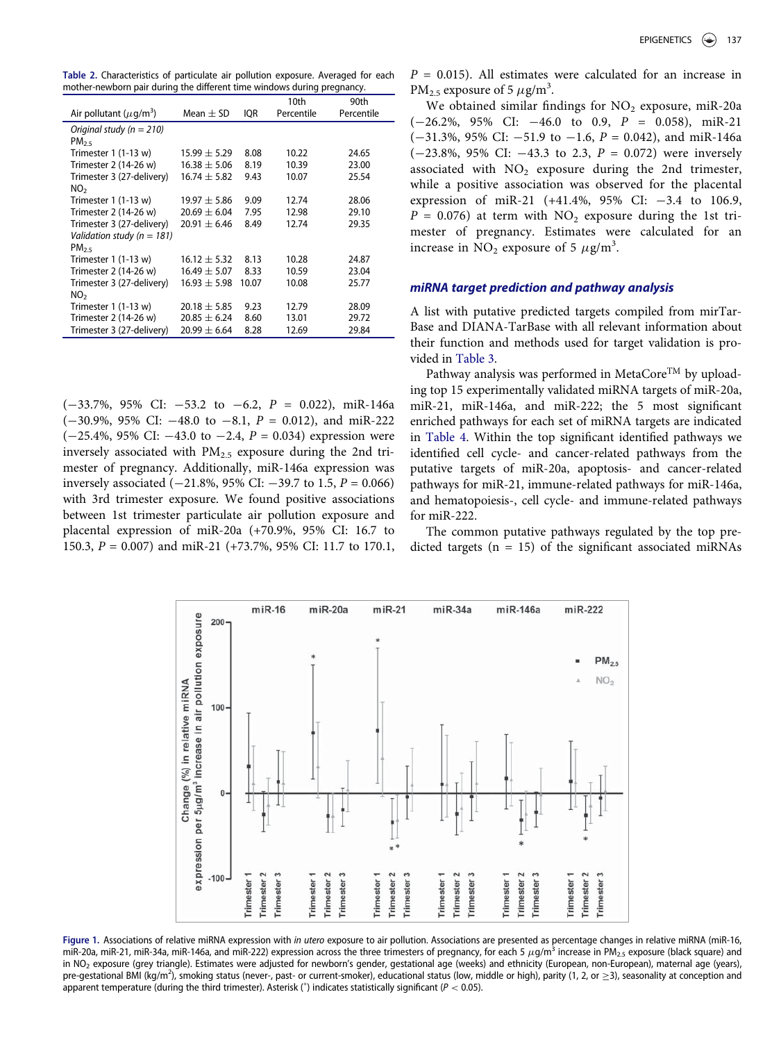**Table 2.** Characteristics of particulate air pollution exposure. Averaged for each mother-newborn pair during the different time windows during pregnancy.

| Air pollutant ($\mu$g/m$^3$) | Mean ± SD | IQR | 10th Percentile | 90th Percentile |
|---|---|---|---|---|
| *Original study (n = 210)* | | | | |
| $PM_{2.5}$ | | | | |
| Trimester 1 (1-13 w) | 15.99 ± 5.29 | 8.08 | 10.22 | 24.65 |
| Trimester 2 (14-26 w) | 16.38 ± 5.06 | 8.19 | 10.39 | 23.00 |
| Trimester 3 (27-delivery) | 16.74 ± 5.82 | 9.43 | 10.07 | 25.54 |
| $NO_2$ | | | | |
| Trimester 1 (1-13 w) | 19.97 ± 5.86 | 9.09 | 12.74 | 28.06 |
| Trimester 2 (14-26 w) | 20.69 ± 6.04 | 7.95 | 12.98 | 29.10 |
| Trimester 3 (27-delivery) | 20.91 ± 6.46 | 8.49 | 12.74 | 29.35 |
| *Validation study (n = 181)* | | | | |
| $PM_{2.5}$ | | | | |
| Trimester 1 (1-13 w) | 16.12 ± 5.32 | 8.13 | 10.28 | 24.87 |
| Trimester 2 (14-26 w) | 16.49 ± 5.07 | 8.33 | 10.59 | 23.04 |
| Trimester 3 (27-delivery) | 16.93 ± 5.98 | 10.07 | 10.08 | 25.77 |
| $NO_2$ | | | | |
| Trimester 1 (1-13 w) | 20.18 ± 5.85 | 9.23 | 12.79 | 28.09 |
| Trimester 2 (14-26 w) | 20.85 ± 6.24 | 8.60 | 13.01 | 29.72 |
| Trimester 3 (27-delivery) | 20.99 ± 6.64 | 8.28 | 12.69 | 29.84 |

(−33.7%, 95% CI: −53.2 to −6.2, $P$ = 0.022), miR-146a (−30.9%, 95% CI: −48.0 to −8.1, $P$ = 0.012), and miR-222 (−25.4%, 95% CI: −43.0 to −2.4, $P$ = 0.034) expression were inversely associated with $PM_{2.5}$ exposure during the 2nd trimester of pregnancy. Additionally, miR-146a expression was inversely associated (−21.8%, 95% CI: −39.7 to 1.5, $P$ = 0.066) with 3rd trimester exposure. We found positive associations between 1st trimester particulate air pollution exposure and placental expression of miR-20a (+70.9%, 95% CI: 16.7 to 150.3, $P$ = 0.007) and miR-21 (+73.7%, 95% CI: 11.7 to 170.1, $P$ = 0.015). All estimates were calculated for an increase in $PM_{2.5}$ exposure of 5 $\mu$g/m$^3$.

We obtained similar findings for $NO_2$ exposure, miR-20a (−26.2%, 95% CI: −46.0 to 0.9, $P$ = 0.058), miR-21 (−31.3%, 95% CI: −51.9 to −1.6, $P$ = 0.042), and miR-146a (−23.8%, 95% CI: −43.3 to 2.3, $P$ = 0.072) were inversely associated with $NO_2$ exposure during the 2nd trimester, while a positive association was observed for the placental expression of miR-21 (+41.4%, 95% CI: −3.4 to 106.9, $P$ = 0.076) at term with $NO_2$ exposure during the 1st trimester of pregnancy. Estimates were calculated for an increase in $NO_2$ exposure of 5 $\mu$g/m$^3$.

### *miRNA target prediction and pathway analysis*

A list with putative predicted targets compiled from mirTarBase and DIANA-TarBase with all relevant information about their function and methods used for target validation is provided in Table 3.

Pathway analysis was performed in MetaCore$^{TM}$ by uploading top 15 experimentally validated miRNA targets of miR-20a, miR-21, miR-146a, and miR-222; the 5 most significant enriched pathways for each set of miRNA targets are indicated in Table 4. Within the top significant identified pathways we identified cell cycle- and cancer-related pathways from the putative targets of miR-20a, apoptosis- and cancer-related pathways for miR-21, immune-related pathways for miR-146a, and hematopoiesis-, cell cycle- and immune-related pathways for miR-222.

The common putative pathways regulated by the top predicted targets (n = 15) of the significant associated miRNAs

**Figure 1.** Associations of relative miRNA expression with *in utero* exposure to air pollution. Associations are presented as percentage changes in relative miRNA (miR-16, miR-20a, miR-21, miR-34a, miR-146a, and miR-222) expression across the three trimesters of pregnancy, for each 5 $\mu$g/m$^3$ increase in $PM_{2.5}$ exposure (black square) and in $NO_2$ exposure (grey triangle). Estimates were adjusted for newborn's gender, gestational age (weeks) and ethnicity (European, non-European), maternal age (years), pre-gestational BMI (kg/m$^2$), smoking status (never-, past- or current-smoker), educational status (low, middle or high), parity (1, 2, or ≥3), seasonality at conception and apparent temperature (during the third trimester). Asterisk (*) indicates statistically significant ($P$ < 0.05).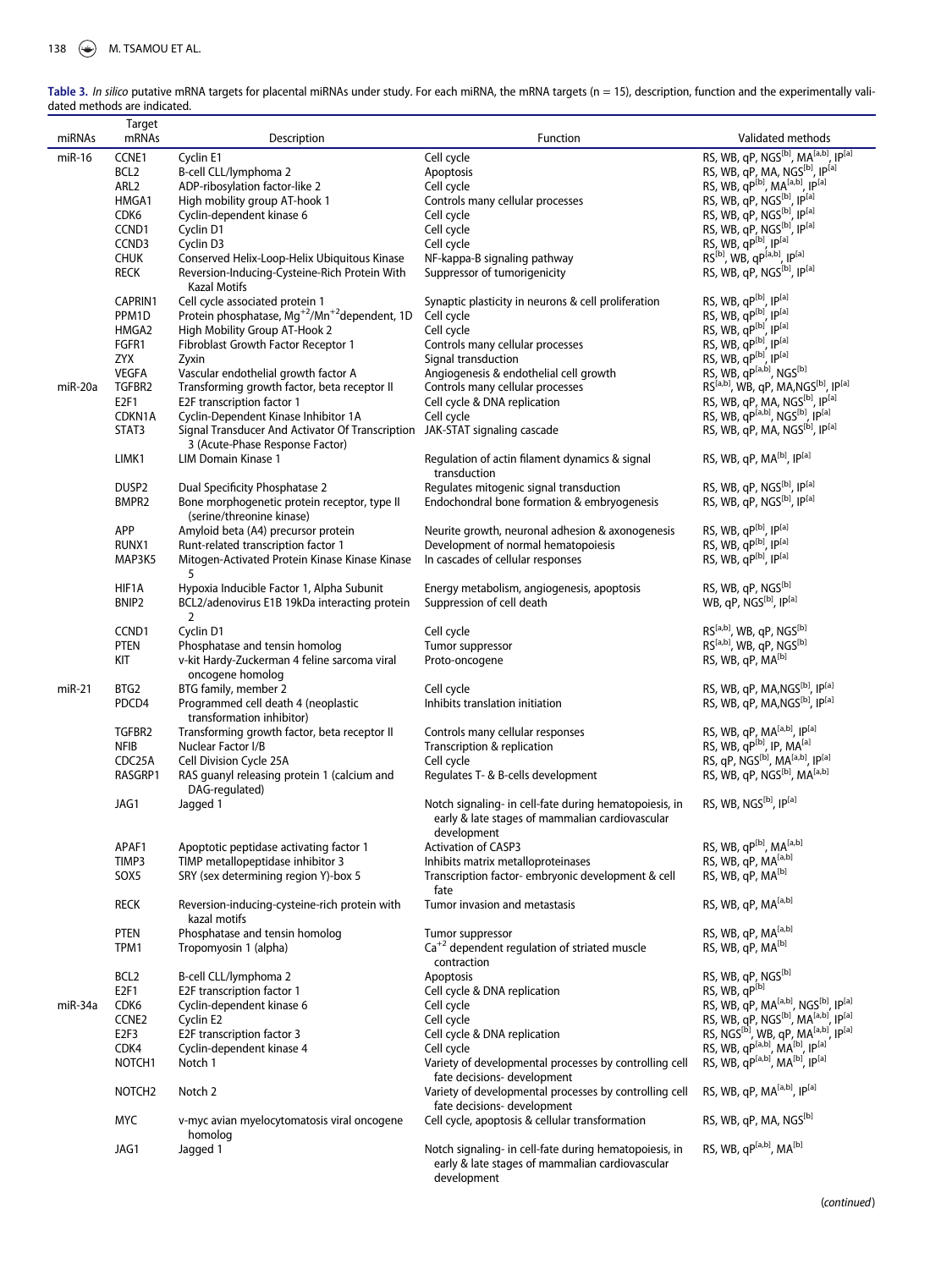**Table 3.** *In silico* putative mRNA targets for placental miRNAs under study. For each miRNA, the mRNA targets (n = 15), description, function and the experimentally validated methods are indicated.

| miRNAs | Target mRNAs | Description | Function | Validated methods |
|---|---|---|---|---|
| miR-16 | CCNE1 | Cyclin E1 | Cell cycle | RS, WB, qP, NGS[b], MA[a,b], IP[a] |
| | BCL2 | B-cell CLL/lymphoma 2 | Apoptosis | RS, WB, qP, MA, NGS[b], IP[a] |
| | ARL2 | ADP-ribosylation factor-like 2 | Cell cycle | RS, WB, qP[b], MA[a,b], IP[a] |
| | HMGA1 | High mobility group AT-hook 1 | Controls many cellular processes | RS, WB, qP, NGS[b], IP[a] |
| | CDK6 | Cyclin-dependent kinase 6 | Cell cycle | RS, WB, qP, NGS[b], IP[a] |
| | CCND1 | Cyclin D1 | Cell cycle | RS, WB, qP, NGS[b], IP[a] |
| | CCND3 | Cyclin D3 | Cell cycle | RS, WB, qP[b], IP[a] |
| | CHUK | Conserved Helix-Loop-Helix Ubiquitous Kinase | NF-kappa-B signaling pathway | RS[b], WB, qP[a,b], IP[a] |
| | RECK | Reversion-Inducing-Cysteine-Rich Protein With Kazal Motifs | Suppressor of tumorigenicity | RS, WB, qP, NGS[b], IP[a] |
| | CAPRIN1 | Cell cycle associated protein 1 | Synaptic plasticity in neurons & cell proliferation | RS, WB, qP[b], IP[a] |
| | PPM1D | Protein phosphatase, $Mg^{+2}$/$Mn^{+2}$dependent, 1D | Cell cycle | RS, WB, qP[b], IP[a] |
| | HMGA2 | High Mobility Group AT-Hook 2 | Cell cycle | RS, WB, qP[b], IP[a] |
| | FGFR1 | Fibroblast Growth Factor Receptor 1 | Controls many cellular processes | RS, WB, qP[b], IP[a] |
| | ZYX | Zyxin | Signal transduction | RS, WB, qP[b], IP[a] |
| | VEGFA | Vascular endothelial growth factor A | Angiogenesis & endothelial cell growth | RS, WB, qP[a,b], NGS[b] |
| miR-20a | TGFBR2 | Transforming growth factor, beta receptor II | Controls many cellular processes | RS[a,b], WB, qP, MA,NGS[b], IP[a] |
| | E2F1 | E2F transcription factor 1 | Cell cycle & DNA replication | RS, WB, qP, MA, NGS[b], IP[a] |
| | CDKN1A | Cyclin-Dependent Kinase Inhibitor 1A | Cell cycle | RS, WB, qP[a,b], NGS[b], IP[a] |
| | STAT3 | Signal Transducer And Activator Of Transcription 3 (Acute-Phase Response Factor) | JAK-STAT signaling cascade | RS, WB, qP, MA, NGS[b], IP[a] |
| | LIMK1 | LIM Domain Kinase 1 | Regulation of actin filament dynamics & signal transduction | RS, WB, qP, MA[b], IP[a] |
| | DUSP2 | Dual Specificity Phosphatase 2 | Regulates mitogenic signal transduction | RS, WB, qP, NGS[b], IP[a] |
| | BMPR2 | Bone morphogenetic protein receptor, type II (serine/threonine kinase) | Endochondral bone formation & embryogenesis | RS, WB, qP, NGS[b], IP[a] |
| | APP | Amyloid beta (A4) precursor protein | Neurite growth, neuronal adhesion & axonogenesis | RS, WB, qP[b], IP[a] |
| | RUNX1 | Runt-related transcription factor 1 | Development of normal hematopoiesis | RS, WB, qP[b], IP[a] |
| | MAP3K5 | Mitogen-Activated Protein Kinase Kinase Kinase 5 | In cascades of cellular responses | RS, WB, qP[b], IP[a] |
| | HIF1A | Hypoxia Inducible Factor 1, Alpha Subunit | Energy metabolism, angiogenesis, apoptosis | RS, WB, qP, NGS[b] |
| | BNIP2 | BCL2/adenovirus E1B 19kDa interacting protein 2 | Suppression of cell death | WB, qP, NGS[b], IP[a] |
| | CCND1 | Cyclin D1 | Cell cycle | RS[a,b], WB, qP, NGS[b] |
| | PTEN | Phosphatase and tensin homolog | Tumor suppressor | RS[a,b], WB, qP, NGS[b] |
| | KIT | v-kit Hardy-Zuckerman 4 feline sarcoma viral oncogene homolog | Proto-oncogene | RS, WB, qP, MA[b] |
| miR-21 | BTG2 | BTG family, member 2 | Cell cycle | RS, WB, qP, MA,NGS[b], IP[a] |
| | PDCD4 | Programmed cell death 4 (neoplastic transformation inhibitor) | Inhibits translation initiation | RS, WB, qP, MA,NGS[b], IP[a] |
| | TGFBR2 | Transforming growth factor, beta receptor II | Controls many cellular responses | RS, WB, qP, MA[a,b], IP[a] |
| | NFIB | Nuclear Factor I/B | Transcription & replication | RS, WB, qP[b], IP, MA[a] |
| | CDC25A | Cell Division Cycle 25A | Cell cycle | RS, qP, NGS[b], MA[a,b], IP[a] |
| | RASGRP1 | RAS guanyl releasing protein 1 (calcium and DAG-regulated) | Regulates T- & B-cells development | RS, WB, qP, NGS[b], MA[a,b] |
| | JAG1 | Jagged 1 | Notch signaling- in cell-fate during hematopoiesis, in early & late stages of mammalian cardiovascular development | RS, WB, NGS[b], IP[a] |
| | APAF1 | Apoptotic peptidase activating factor 1 | Activation of CASP3 | RS, WB, qP[b], MA[a,b] |
| | TIMP3 | TIMP metallopeptidase inhibitor 3 | Inhibits matrix metalloproteinases | RS, WB, qP, MA[a,b] |
| | SOX5 | SRY (sex determining region Y)-box 5 | Transcription factor- embryonic development & cell fate | RS, WB, qP, MA[b] |
| | RECK | Reversion-inducing-cysteine-rich protein with kazal motifs | Tumor invasion and metastasis | RS, WB, qP, MA[a,b] |
| | PTEN | Phosphatase and tensin homolog | Tumor suppressor | RS, WB, qP, MA[a,b] |
| | TPM1 | Tropomyosin 1 (alpha) | $Ca^{+2}$ dependent regulation of striated muscle contraction | RS, WB, qP, MA[b] |
| | BCL2 | B-cell CLL/lymphoma 2 | Apoptosis | RS, WB, qP, NGS[b] |
| | E2F1 | E2F transcription factor 1 | Cell cycle & DNA replication | RS, WB, qP[b] |
| miR-34a | CDK6 | Cyclin-dependent kinase 6 | Cell cycle | RS, WB, qP, MA[a,b], NGS[b], IP[a] |
| | CCNE2 | Cyclin E2 | Cell cycle | RS, WB, qP, NGS[b], MA[a,b], IP[a] |
| | E2F3 | E2F transcription factor 3 | Cell cycle & DNA replication | RS, NGS[b], WB, qP, MA[a,b], IP[a] |
| | CDK4 | Cyclin-dependent kinase 4 | Cell cycle | RS, WB, qP[a,b], MA[b], IP[a] |
| | NOTCH1 | Notch 1 | Variety of developmental processes by controlling cell fate decisions- development | RS, WB, qP[a,b], MA[b], IP[a] |
| | NOTCH2 | Notch 2 | Variety of developmental processes by controlling cell fate decisions- development | RS, WB, qP, MA[a,b], IP[a] |
| | MYC | v-myc avian myelocytomatosis viral oncogene homolog | Cell cycle, apoptosis & cellular transformation | RS, WB, qP, MA, NGS[b] |
| | JAG1 | Jagged 1 | Notch signaling- in cell-fate during hematopoiesis, in early & late stages of mammalian cardiovascular development | RS, WB, qP[a,b], MA[b] |

(*continued*)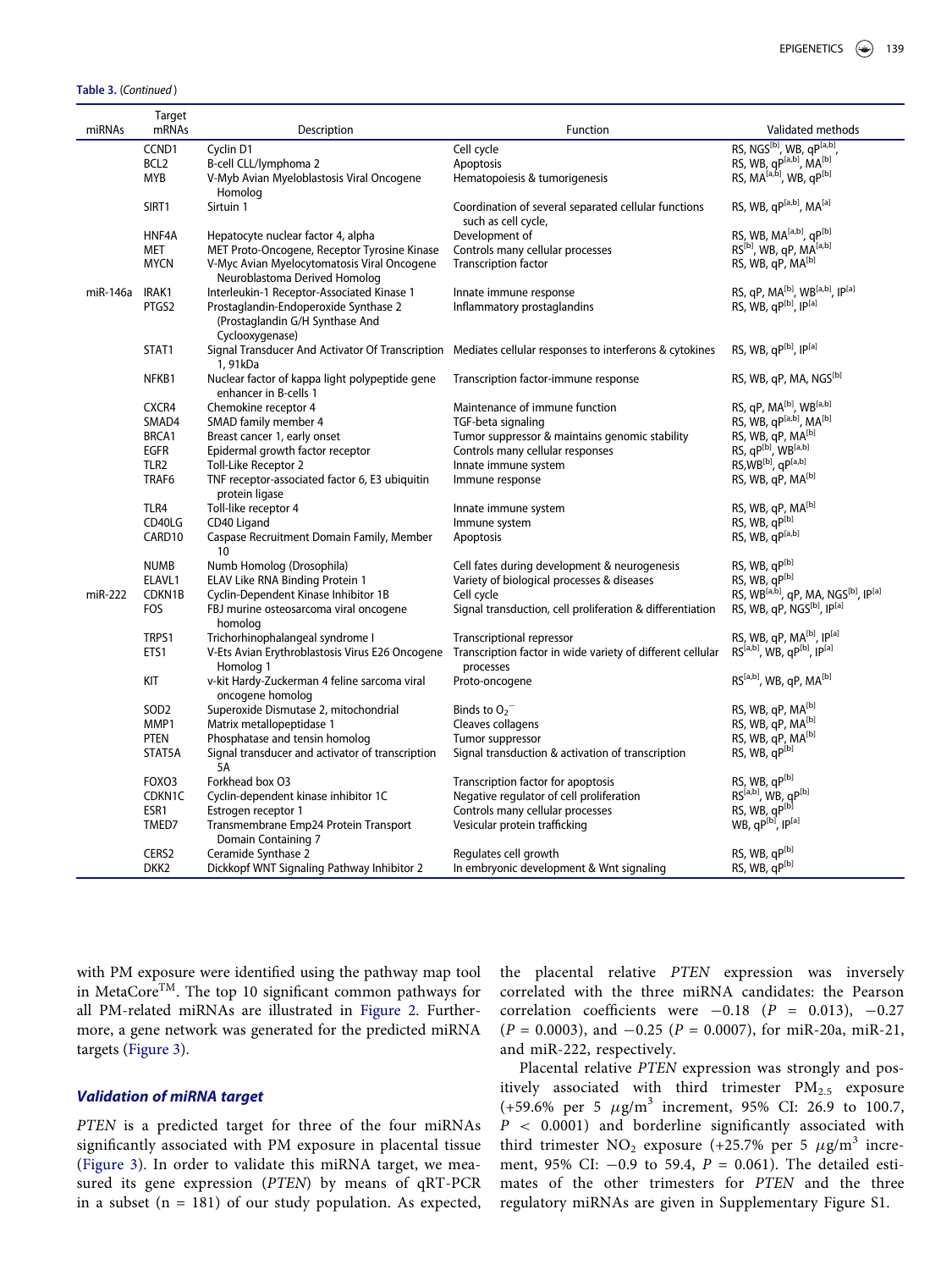**Table 3.** (*Continued*)

| miRNAs | Target mRNAs | Description | Function | Validated methods |
|---|---|---|---|---|
| | CCND1 | Cyclin D1 | Cell cycle | RS, NGS[b], WB, qP[a,b], |
| | BCL2 | B-cell CLL/lymphoma 2 | Apoptosis | RS, WB, qP[a,b], MA[b] |
| | MYB | V-Myb Avian Myeloblastosis Viral Oncogene Homolog | Hematopoiesis & tumorigenesis | RS, MA[a,b], WB, qP[b] |
| | SIRT1 | Sirtuin 1 | Coordination of several separated cellular functions such as cell cycle, | RS, WB, qP[a,b], MA[a] |
| | HNF4A | Hepatocyte nuclear factor 4, alpha | Development of | RS, WB, MA[a,b], qP[b] |
| | MET | MET Proto-Oncogene, Receptor Tyrosine Kinase | Controls many cellular processes | RS[b], WB, qP, MA[a,b] |
| | MYCN | V-Myc Avian Myelocytomatosis Viral Oncogene Neuroblastoma Derived Homolog | Transcription factor | RS, WB, qP, MA[b] |
| miR-146a | IRAK1 | Interleukin-1 Receptor-Associated Kinase 1 | Innate immune response | RS, qP, MA[b], WB[a,b], IP[a] |
| | PTGS2 | Prostaglandin-Endoperoxide Synthase 2 (Prostaglandin G/H Synthase And Cyclooxygenase) | Inflammatory prostaglandins | RS, WB, qP[b], IP[a] |
| | STAT1 | Signal Transducer And Activator Of Transcription 1, 91kDa | Mediates cellular responses to interferons & cytokines | RS, WB, qP[b], IP[a] |
| | NFKB1 | Nuclear factor of kappa light polypeptide gene enhancer in B-cells 1 | Transcription factor-immune response | RS, WB, qP, MA, NGS[b] |
| | CXCR4 | Chemokine receptor 4 | Maintenance of immune function | RS, qP, MA[b], WB[a,b] |
| | SMAD4 | SMAD family member 4 | TGF-beta signaling | RS, WB, qP[a,b], MA[b] |
| | BRCA1 | Breast cancer 1, early onset | Tumor suppressor & maintains genomic stability | RS, WB, qP, MA[b] |
| | EGFR | Epidermal growth factor receptor | Controls many cellular responses | RS, qP[b], WB[a,b] |
| | TLR2 | Toll-Like Receptor 2 | Innate immune system | RS,WB[b], qP[a,b] |
| | TRAF6 | TNF receptor-associated factor 6, E3 ubiquitin protein ligase | Immune response | RS, WB, qP, MA[b] |
| | TLR4 | Toll-like receptor 4 | Innate immune system | RS, WB, qP, MA[b] |
| | CD40LG | CD40 Ligand | Immune system | RS, WB, qP[b] |
| | CARD10 | Caspase Recruitment Domain Family, Member 10 | Apoptosis | RS, WB, qP[a,b] |
| | NUMB | Numb Homolog (Drosophila) | Cell fates during development & neurogenesis | RS, WB, qP[b] |
| | ELAVL1 | ELAV Like RNA Binding Protein 1 | Variety of biological processes & diseases | RS, WB, qP[b] |
| miR-222 | CDKN1B | Cyclin-Dependent Kinase Inhibitor 1B | Cell cycle | RS, WB[a,b], qP, MA, NGS[b], IP[a] |
| | FOS | FBJ murine osteosarcoma viral oncogene homolog | Signal transduction, cell proliferation & differentiation | RS, WB, qP, NGS[b], IP[a] |
| | TRPS1 | Trichorhinophalangeal syndrome I | Transcriptional repressor | RS, WB, qP, MA[b], IP[a] |
| | ETS1 | V-Ets Avian Erythroblastosis Virus E26 Oncogene Homolog 1 | Transcription factor in wide variety of different cellular processes | RS[a,b], WB, qP[b], IP[a] |
| | KIT | v-kit Hardy-Zuckerman 4 feline sarcoma viral oncogene homolog | Proto-oncogene | RS[a,b], WB, qP, MA[b] |
| | SOD2 | Superoxide Dismutase 2, mitochondrial | Binds to $O_2^-$ | RS, WB, qP, MA[b] |
| | MMP1 | Matrix metallopeptidase 1 | Cleaves collagens | RS, WB, qP, MA[b] |
| | PTEN | Phosphatase and tensin homolog | Tumor suppressor | RS, WB, qP, MA[b] |
| | STAT5A | Signal transducer and activator of transcription 5A | Signal transduction & activation of transcription | RS, WB, qP[b] |
| | FOXO3 | Forkhead box O3 | Transcription factor for apoptosis | RS, WB, qP[b] |
| | CDKN1C | Cyclin-dependent kinase inhibitor 1C | Negative regulator of cell proliferation | RS[a,b], WB, qP[b] |
| | ESR1 | Estrogen receptor 1 | Controls many cellular processes | RS, WB, qP[b] |
| | TMED7 | Transmembrane Emp24 Protein Transport Domain Containing 7 | Vesicular protein trafficking | WB, qP[b], IP[a] |
| | CERS2 | Ceramide Synthase 2 | Regulates cell growth | RS, WB, qP[b] |
| | DKK2 | Dickkopf WNT Signaling Pathway Inhibitor 2 | In embryonic development & Wnt signaling | RS, WB, qP[b] |

with PM exposure were identified using the pathway map tool in MetaCore™. The top 10 significant common pathways for all PM-related miRNAs are illustrated in Figure 2. Furthermore, a gene network was generated for the predicted miRNA targets (Figure 3).

### *Validation of miRNA target*

*PTEN* is a predicted target for three of the four miRNAs significantly associated with PM exposure in placental tissue (Figure 3). In order to validate this miRNA target, we measured its gene expression (*PTEN*) by means of qRT-PCR in a subset (n = 181) of our study population. As expected, the placental relative *PTEN* expression was inversely correlated with the three miRNA candidates: the Pearson correlation coefficients were −0.18 ($P$ = 0.013), −0.27 ($P$ = 0.0003), and −0.25 ($P$ = 0.0007), for miR-20a, miR-21, and miR-222, respectively.

Placental relative *PTEN* expression was strongly and positively associated with third trimester $PM_{2.5}$ exposure (+59.6% per 5 $\mu g/m^3$ increment, 95% CI: 26.9 to 100.7, $P$ < 0.0001) and borderline significantly associated with third trimester $NO_2$ exposure (+25.7% per 5 $\mu g/m^3$ increment, 95% CI: −0.9 to 59.4, $P$ = 0.061). The detailed estimates of the other trimesters for *PTEN* and the three regulatory miRNAs are given in Supplementary Figure S1.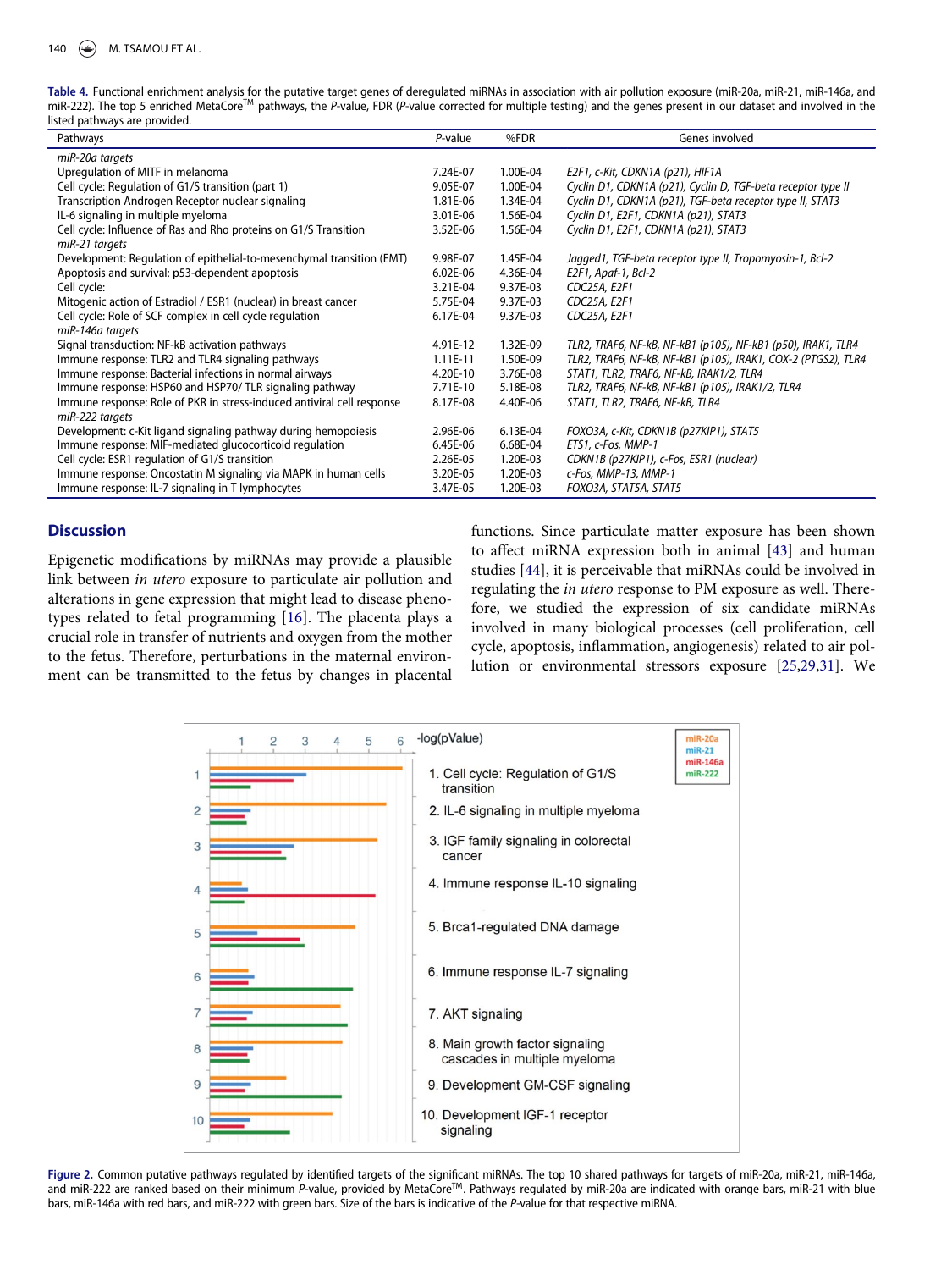**Table 4.** Functional enrichment analysis for the putative target genes of deregulated miRNAs in association with air pollution exposure (miR-20a, miR-21, miR-146a, and miR-222). The top 5 enriched MetaCore™ pathways, the *P*-value, FDR (*P*-value corrected for multiple testing) and the genes present in our dataset and involved in the listed pathways are provided.

| Pathways | *P*-value | %FDR | Genes involved |
|---|---|---|---|
| *miR-20a targets* | | | |
| Upregulation of MITF in melanoma | 7.24E-07 | 1.00E-04 | *E2F1, c-Kit, CDKN1A (p21), HIF1A* |
| Cell cycle: Regulation of G1/S transition (part 1) | 9.05E-07 | 1.00E-04 | *Cyclin D1, CDKN1A (p21), Cyclin D, TGF-beta receptor type II* |
| Transcription Androgen Receptor nuclear signaling | 1.81E-06 | 1.34E-04 | *Cyclin D1, CDKN1A (p21), TGF-beta receptor type II, STAT3* |
| IL-6 signaling in multiple myeloma | 3.01E-06 | 1.56E-04 | *Cyclin D1, E2F1, CDKN1A (p21), STAT3* |
| Cell cycle: Influence of Ras and Rho proteins on G1/S Transition | 3.52E-06 | 1.56E-04 | *Cyclin D1, E2F1, CDKN1A (p21), STAT3* |
| *miR-21 targets* | | | |
| Development: Regulation of epithelial-to-mesenchymal transition (EMT) | 9.98E-07 | 1.45E-04 | *Jagged1, TGF-beta receptor type II, Tropomyosin-1, Bcl-2* |
| Apoptosis and survival: p53-dependent apoptosis | 6.02E-06 | 4.36E-04 | *E2F1, Apaf-1, Bcl-2* |
| Cell cycle: | 3.21E-04 | 9.37E-03 | *CDC25A, E2F1* |
| Mitogenic action of Estradiol / ESR1 (nuclear) in breast cancer | 5.75E-04 | 9.37E-03 | *CDC25A, E2F1* |
| Cell cycle: Role of SCF complex in cell cycle regulation | 6.17E-04 | 9.37E-03 | *CDC25A, E2F1* |
| *miR-146a targets* | | | |
| Signal transduction: NF-kB activation pathways | 4.91E-12 | 1.32E-09 | *TLR2, TRAF6, NF-kB, NF-kB1 (p105), NF-kB1 (p50), IRAK1, TLR4* |
| Immune response: TLR2 and TLR4 signaling pathways | 1.11E-11 | 1.50E-09 | *TLR2, TRAF6, NF-kB, NF-kB1 (p105), IRAK1, COX-2 (PTGS2), TLR4* |
| Immune response: Bacterial infections in normal airways | 4.20E-10 | 3.76E-08 | *STAT1, TLR2, TRAF6, NF-kB, IRAK1/2, TLR4* |
| Immune response: HSP60 and HSP70/ TLR signaling pathway | 7.71E-10 | 5.18E-08 | *TLR2, TRAF6, NF-kB, NF-kB1 (p105), IRAK1/2, TLR4* |
| Immune response: Role of PKR in stress-induced antiviral cell response | 8.17E-08 | 4.40E-06 | *STAT1, TLR2, TRAF6, NF-kB, TLR4* |
| *miR-222 targets* | | | |
| Development: c-Kit ligand signaling pathway during hemopoiesis | 2.96E-06 | 6.13E-04 | *FOXO3A, c-Kit, CDKN1B (p27KIP1), STAT5* |
| Immune response: MIF-mediated glucocorticoid regulation | 6.45E-06 | 6.68E-04 | *ETS1, c-Fos, MMP-1* |
| Cell cycle: ESR1 regulation of G1/S transition | 2.26E-05 | 1.20E-03 | *CDKN1B (p27KIP1), c-Fos, ESR1 (nuclear)* |
| Immune response: Oncostatin M signaling via MAPK in human cells | 3.20E-05 | 1.20E-03 | *c-Fos, MMP-13, MMP-1* |
| Immune response: IL-7 signaling in T lymphocytes | 3.47E-05 | 1.20E-03 | *FOXO3A, STAT5A, STAT5* |

## Discussion

Epigenetic modifications by miRNAs may provide a plausible link between *in utero* exposure to particulate air pollution and alterations in gene expression that might lead to disease phenotypes related to fetal programming [16]. The placenta plays a crucial role in transfer of nutrients and oxygen from the mother to the fetus. Therefore, perturbations in the maternal environment can be transmitted to the fetus by changes in placental functions. Since particulate matter exposure has been shown to affect miRNA expression both in animal [43] and human studies [44], it is perceivable that miRNAs could be involved in regulating the *in utero* response to PM exposure as well. Therefore, we studied the expression of six candidate miRNAs involved in many biological processes (cell proliferation, cell cycle, apoptosis, inflammation, angiogenesis) related to air pollution or environmental stressors exposure [25,29,31]. We

**Figure 2.** Common putative pathways regulated by identified targets of the significant miRNAs. The top 10 shared pathways for targets of miR-20a, miR-21, miR-146a, and miR-222 are ranked based on their minimum *P*-value, provided by MetaCore™. Pathways regulated by miR-20a are indicated with orange bars, miR-21 with blue bars, miR-146a with red bars, and miR-222 with green bars. Size of the bars is indicative of the *P*-value for that respective miRNA.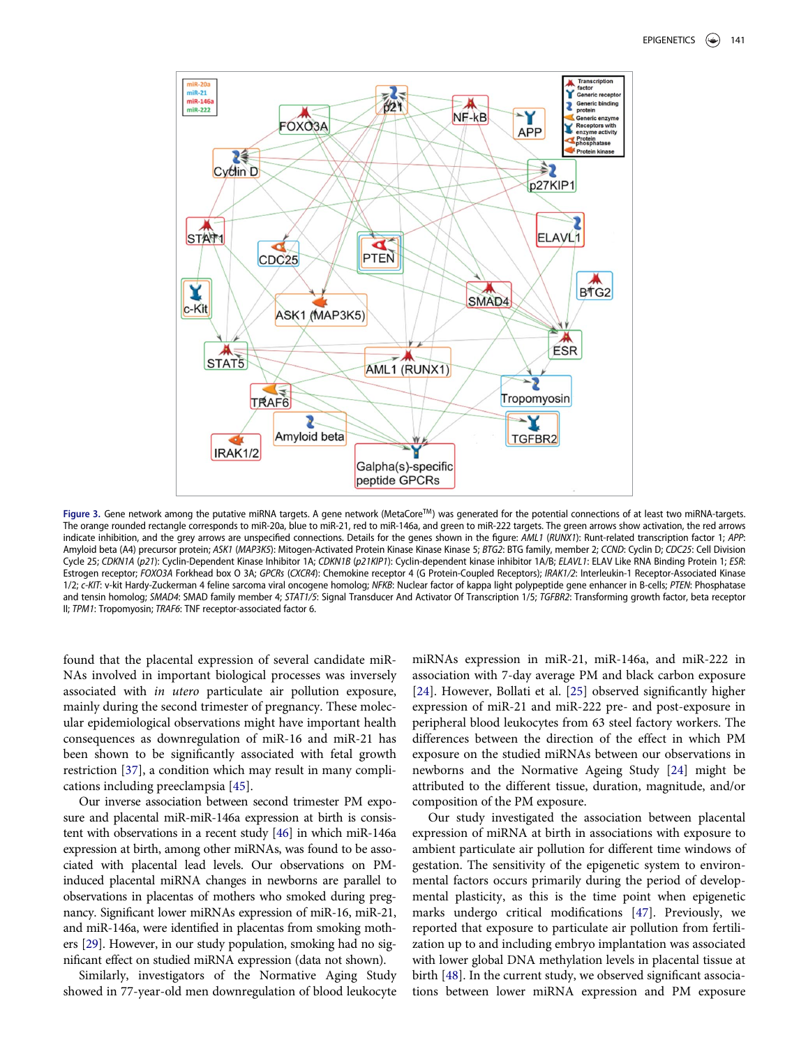**Figure 3.** Gene network among the putative miRNA targets. A gene network (MetaCore[TM]) was generated for the potential connections of at least two miRNA-targets. The orange rounded rectangle corresponds to miR-20a, blue to miR-21, red to miR-146a, and green to miR-222 targets. The green arrows show activation, the red arrows indicate inhibition, and the grey arrows are unspecified connections. Details for the genes shown in the figure: *AML1* (*RUNX1*): Runt-related transcription factor 1; *APP*: Amyloid beta (A4) precursor protein; *ASK1* (*MAP3K5*): Mitogen-Activated Protein Kinase Kinase Kinase 5; *BTG2*: BTG family, member 2; *CCND*: Cyclin D; *CDC25*: Cell Division Cycle 25; *CDKN1A* (*p21*): Cyclin-Dependent Kinase Inhibitor 1A; *CDKN1B* (*p21KIP1*): Cyclin-dependent kinase inhibitor 1A/B; *ELAVL1*: ELAV Like RNA Binding Protein 1; *ESR*: Estrogen receptor; *FOXO3A* Forkhead box O 3A; *GPCRs* (*CXCR4*): Chemokine receptor 4 (G Protein-Coupled Receptors); *IRAK1/2*: Interleukin-1 Receptor-Associated Kinase 1/2; *c-KIT*: v-kit Hardy-Zuckerman 4 feline sarcoma viral oncogene homolog; *NFKB*: Nuclear factor of kappa light polypeptide gene enhancer in B-cells; *PTEN*: Phosphatase and tensin homolog; *SMAD4*: SMAD family member 4; *STAT1/5*: Signal Transducer And Activator Of Transcription 1/5; *TGFBR2*: Transforming growth factor, beta receptor II; *TPM1*: Tropomyosin; *TRAF6*: TNF receptor-associated factor 6.

found that the placental expression of several candidate miRNAs involved in important biological processes was inversely associated with *in utero* particulate air pollution exposure, mainly during the second trimester of pregnancy. These molecular epidemiological observations might have important health consequences as downregulation of miR-16 and miR-21 has been shown to be significantly associated with fetal growth restriction [37], a condition which may result in many complications including preeclampsia [45].

Our inverse association between second trimester PM exposure and placental miR-miR-146a expression at birth is consistent with observations in a recent study [46] in which miR-146a expression at birth, among other miRNAs, was found to be associated with placental lead levels. Our observations on PM-induced placental miRNA changes in newborns are parallel to observations in placentas of mothers who smoked during pregnancy. Significant lower miRNAs expression of miR-16, miR-21, and miR-146a, were identified in placentas from smoking mothers [29]. However, in our study population, smoking had no significant effect on studied miRNA expression (data not shown).

Similarly, investigators of the Normative Aging Study showed in 77-year-old men downregulation of blood leukocyte miRNAs expression in miR-21, miR-146a, and miR-222 in association with 7-day average PM and black carbon exposure [24]. However, Bollati et al. [25] observed significantly higher expression of miR-21 and miR-222 pre- and post-exposure in peripheral blood leukocytes from 63 steel factory workers. The differences between the direction of the effect in which PM exposure on the studied miRNAs between our observations in newborns and the Normative Ageing Study [24] might be attributed to the different tissue, duration, magnitude, and/or composition of the PM exposure.

Our study investigated the association between placental expression of miRNA at birth in associations with exposure to ambient particulate air pollution for different time windows of gestation. The sensitivity of the epigenetic system to environmental factors occurs primarily during the period of developmental plasticity, as this is the time point when epigenetic marks undergo critical modifications [47]. Previously, we reported that exposure to particulate air pollution from fertilization up to and including embryo implantation was associated with lower global DNA methylation levels in placental tissue at birth [48]. In the current study, we observed significant associations between lower miRNA expression and PM exposure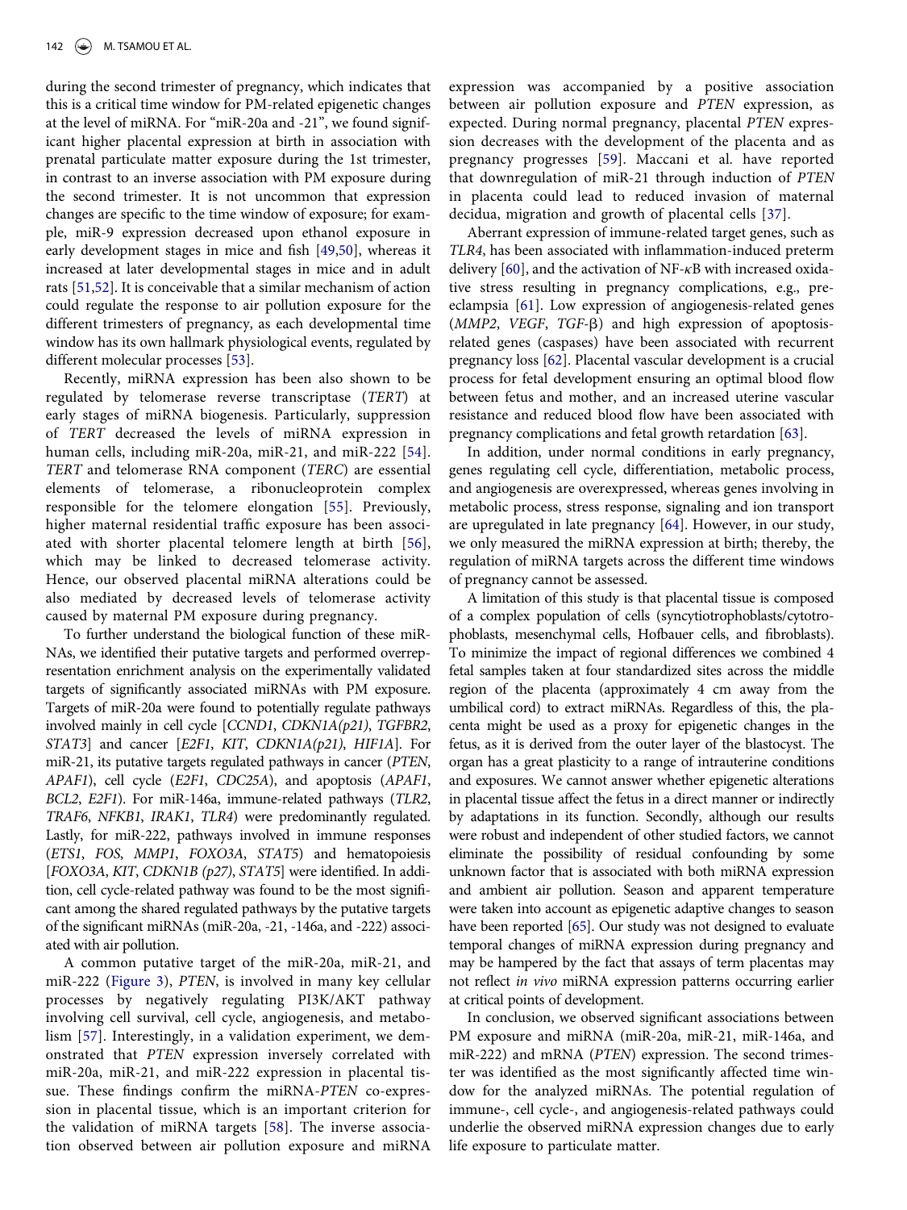during the second trimester of pregnancy, which indicates that this is a critical time window for PM-related epigenetic changes at the level of miRNA. For "miR-20a and -21", we found significant higher placental expression at birth in association with prenatal particulate matter exposure during the 1st trimester, in contrast to an inverse association with PM exposure during the second trimester. It is not uncommon that expression changes are specific to the time window of exposure; for example, miR-9 expression decreased upon ethanol exposure in early development stages in mice and fish [49,50], whereas it increased at later developmental stages in mice and in adult rats [51,52]. It is conceivable that a similar mechanism of action could regulate the response to air pollution exposure for the different trimesters of pregnancy, as each developmental time window has its own hallmark physiological events, regulated by different molecular processes [53].

Recently, miRNA expression has been also shown to be regulated by telomerase reverse transcriptase (*TERT*) at early stages of miRNA biogenesis. Particularly, suppression of *TERT* decreased the levels of miRNA expression in human cells, including miR-20a, miR-21, and miR-222 [54]. *TERT* and telomerase RNA component (*TERC*) are essential elements of telomerase, a ribonucleoprotein complex responsible for the telomere elongation [55]. Previously, higher maternal residential traffic exposure has been associated with shorter placental telomere length at birth [56], which may be linked to decreased telomerase activity. Hence, our observed placental miRNA alterations could be also mediated by decreased levels of telomerase activity caused by maternal PM exposure during pregnancy.

To further understand the biological function of these miRNAs, we identified their putative targets and performed overrepresentation enrichment analysis on the experimentally validated targets of significantly associated miRNAs with PM exposure. Targets of miR-20a were found to potentially regulate pathways involved mainly in cell cycle [*CCND1*, *CDKN1A(p21)*, *TGFBR2*, *STAT3*] and cancer [*E2F1*, *KIT*, *CDKN1A(p21)*, *HIF1A*]. For miR-21, its putative targets regulated pathways in cancer (*PTEN*, *APAF1*), cell cycle (*E2F1*, *CDC25A*), and apoptosis (*APAF1*, *BCL2*, *E2F1*). For miR-146a, immune-related pathways (*TLR2*, *TRAF6*, *NFKB1*, *IRAK1*, *TLR4*) were predominantly regulated. Lastly, for miR-222, pathways involved in immune responses (*ETS1*, *FOS*, *MMP1*, *FOXO3A*, *STAT5*) and hematopoiesis [*FOXO3A*, *KIT*, *CDKN1B (p27)*, *STAT5*] were identified. In addition, cell cycle-related pathway was found to be the most significant among the shared regulated pathways by the putative targets of the significant miRNAs (miR-20a, -21, -146a, and -222) associated with air pollution.

A common putative target of the miR-20a, miR-21, and miR-222 (Figure 3), *PTEN*, is involved in many key cellular processes by negatively regulating PI3K/AKT pathway involving cell survival, cell cycle, angiogenesis, and metabolism [57]. Interestingly, in a validation experiment, we demonstrated that *PTEN* expression inversely correlated with miR-20a, miR-21, and miR-222 expression in placental tissue. These findings confirm the miRNA-*PTEN* co-expression in placental tissue, which is an important criterion for the validation of miRNA targets [58]. The inverse association observed between air pollution exposure and miRNA expression was accompanied by a positive association between air pollution exposure and *PTEN* expression, as expected. During normal pregnancy, placental *PTEN* expression decreases with the development of the placenta and as pregnancy progresses [59]. Maccani et al. have reported that downregulation of miR-21 through induction of *PTEN* in placenta could lead to reduced invasion of maternal decidua, migration and growth of placental cells [37].

Aberrant expression of immune-related target genes, such as *TLR4*, has been associated with inflammation-induced preterm delivery [60], and the activation of NF-$\kappa$B with increased oxidative stress resulting in pregnancy complications, e.g., preeclampsia [61]. Low expression of angiogenesis-related genes (*MMP2*, *VEGF*, *TGF*-$\beta$) and high expression of apoptosis-related genes (caspases) have been associated with recurrent pregnancy loss [62]. Placental vascular development is a crucial process for fetal development ensuring an optimal blood flow between fetus and mother, and an increased uterine vascular resistance and reduced blood flow have been associated with pregnancy complications and fetal growth retardation [63].

In addition, under normal conditions in early pregnancy, genes regulating cell cycle, differentiation, metabolic process, and angiogenesis are overexpressed, whereas genes involving in metabolic process, stress response, signaling and ion transport are upregulated in late pregnancy [64]. However, in our study, we only measured the miRNA expression at birth; thereby, the regulation of miRNA targets across the different time windows of pregnancy cannot be assessed.

A limitation of this study is that placental tissue is composed of a complex population of cells (syncytiotrophoblasts/cytotrophoblasts, mesenchymal cells, Hofbauer cells, and fibroblasts). To minimize the impact of regional differences we combined 4 fetal samples taken at four standardized sites across the middle region of the placenta (approximately 4 cm away from the umbilical cord) to extract miRNAs. Regardless of this, the placenta might be used as a proxy for epigenetic changes in the fetus, as it is derived from the outer layer of the blastocyst. The organ has a great plasticity to a range of intrauterine conditions and exposures. We cannot answer whether epigenetic alterations in placental tissue affect the fetus in a direct manner or indirectly by adaptations in its function. Secondly, although our results were robust and independent of other studied factors, we cannot eliminate the possibility of residual confounding by some unknown factor that is associated with both miRNA expression and ambient air pollution. Season and apparent temperature were taken into account as epigenetic adaptive changes to season have been reported [65]. Our study was not designed to evaluate temporal changes of miRNA expression during pregnancy and may be hampered by the fact that assays of term placentas may not reflect *in vivo* miRNA expression patterns occurring earlier at critical points of development.

In conclusion, we observed significant associations between PM exposure and miRNA (miR-20a, miR-21, miR-146a, and miR-222) and mRNA (*PTEN*) expression. The second trimester was identified as the most significantly affected time window for the analyzed miRNAs. The potential regulation of immune-, cell cycle-, and angiogenesis-related pathways could underlie the observed miRNA expression changes due to early life exposure to particulate matter.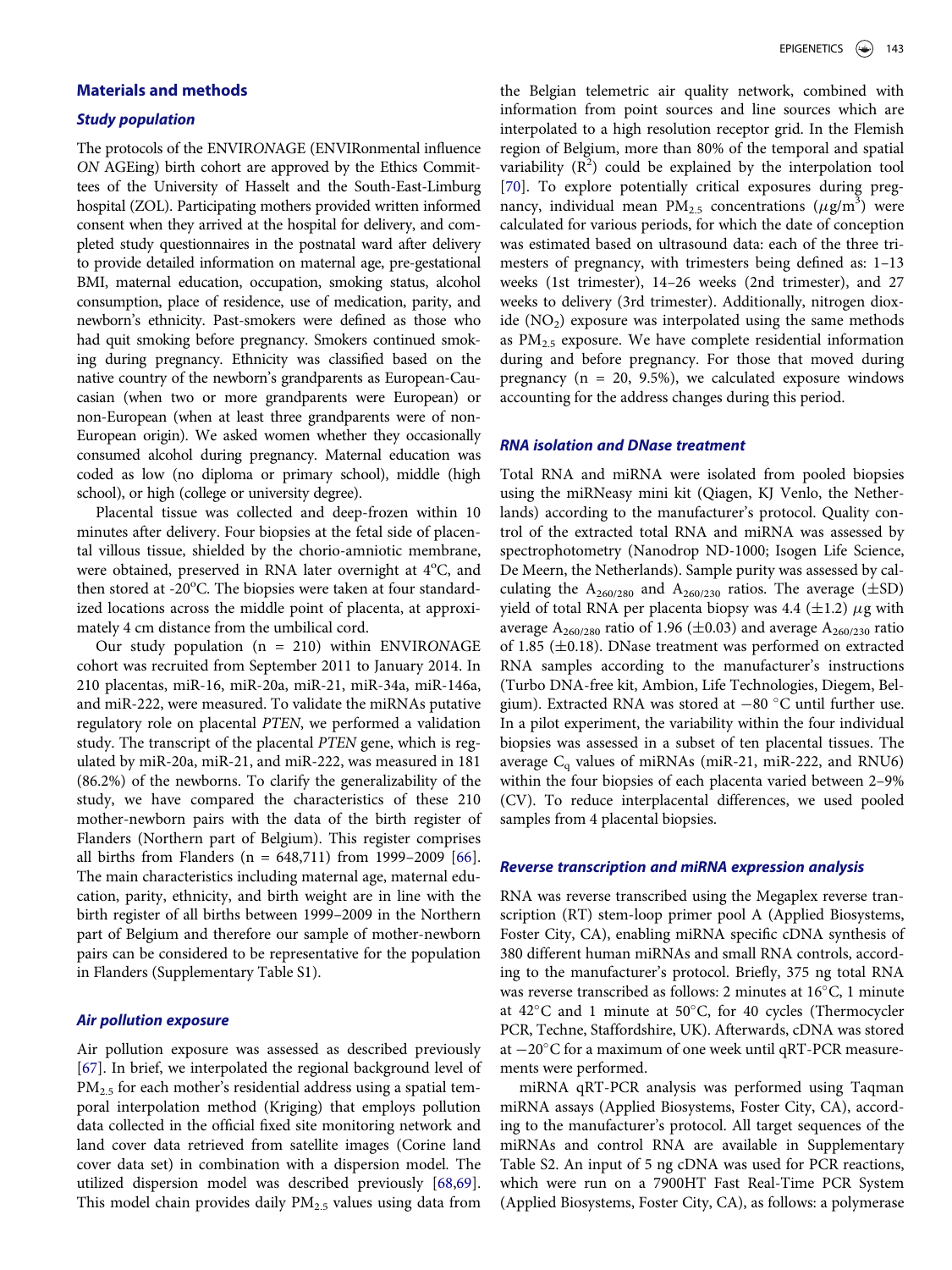## Materials and methods

### Study population

The protocols of the ENVIR*ON*AGE (ENVIRonmental influence *ON* AGEing) birth cohort are approved by the Ethics Committees of the University of Hasselt and the South-East-Limburg hospital (ZOL). Participating mothers provided written informed consent when they arrived at the hospital for delivery, and completed study questionnaires in the postnatal ward after delivery to provide detailed information on maternal age, pre-gestational BMI, maternal education, occupation, smoking status, alcohol consumption, place of residence, use of medication, parity, and newborn's ethnicity. Past-smokers were defined as those who had quit smoking before pregnancy. Smokers continued smoking during pregnancy. Ethnicity was classified based on the native country of the newborn's grandparents as European-Caucasian (when two or more grandparents were European) or non-European (when at least three grandparents were of non-European origin). We asked women whether they occasionally consumed alcohol during pregnancy. Maternal education was coded as low (no diploma or primary school), middle (high school), or high (college or university degree).

Placental tissue was collected and deep-frozen within 10 minutes after delivery. Four biopsies at the fetal side of placental villous tissue, shielded by the chorio-amniotic membrane, were obtained, preserved in RNA later overnight at 4°C, and then stored at -20°C. The biopsies were taken at four standardized locations across the middle point of placenta, at approximately 4 cm distance from the umbilical cord.

Our study population (n = 210) within ENVIR*ON*AGE cohort was recruited from September 2011 to January 2014. In 210 placentas, miR-16, miR-20a, miR-21, miR-34a, miR-146a, and miR-222, were measured. To validate the miRNAs putative regulatory role on placental *PTEN*, we performed a validation study. The transcript of the placental *PTEN* gene, which is regulated by miR-20a, miR-21, and miR-222, was measured in 181 (86.2%) of the newborns. To clarify the generalizability of the study, we have compared the characteristics of these 210 mother-newborn pairs with the data of the birth register of Flanders (Northern part of Belgium). This register comprises all births from Flanders (n = 648,711) from 1999–2009 [66]. The main characteristics including maternal age, maternal education, parity, ethnicity, and birth weight are in line with the birth register of all births between 1999–2009 in the Northern part of Belgium and therefore our sample of mother-newborn pairs can be considered to be representative for the population in Flanders (Supplementary Table S1).

### Air pollution exposure

Air pollution exposure was assessed as described previously [67]. In brief, we interpolated the regional background level of $PM_{2.5}$ for each mother's residential address using a spatial temporal interpolation method (Kriging) that employs pollution data collected in the official fixed site monitoring network and land cover data retrieved from satellite images (Corine land cover data set) in combination with a dispersion model. The utilized dispersion model was described previously [68,69]. This model chain provides daily $PM_{2.5}$ values using data from the Belgian telemetric air quality network, combined with information from point sources and line sources which are interpolated to a high resolution receptor grid. In the Flemish region of Belgium, more than 80% of the temporal and spatial variability ($R^2$) could be explained by the interpolation tool [70]. To explore potentially critical exposures during pregnancy, individual mean $PM_{2.5}$ concentrations ($\mu g/m^3$) were calculated for various periods, for which the date of conception was estimated based on ultrasound data: each of the three trimesters of pregnancy, with trimesters being defined as: 1–13 weeks (1st trimester), 14–26 weeks (2nd trimester), and 27 weeks to delivery (3rd trimester). Additionally, nitrogen dioxide ($NO_2$) exposure was interpolated using the same methods as $PM_{2.5}$ exposure. We have complete residential information during and before pregnancy. For those that moved during pregnancy (n = 20, 9.5%), we calculated exposure windows accounting for the address changes during this period.

### RNA isolation and DNase treatment

Total RNA and miRNA were isolated from pooled biopsies using the miRNeasy mini kit (Qiagen, KJ Venlo, the Netherlands) according to the manufacturer's protocol. Quality control of the extracted total RNA and miRNA was assessed by spectrophotometry (Nanodrop ND-1000; Isogen Life Science, De Meern, the Netherlands). Sample purity was assessed by calculating the $A_{260/280}$ and $A_{260/230}$ ratios. The average (±SD) yield of total RNA per placenta biopsy was 4.4 (±1.2) $\mu$g with average $A_{260/280}$ ratio of 1.96 (±0.03) and average $A_{260/230}$ ratio of 1.85 (±0.18). DNase treatment was performed on extracted RNA samples according to the manufacturer's instructions (Turbo DNA-free kit, Ambion, Life Technologies, Diegem, Belgium). Extracted RNA was stored at −80 °C until further use. In a pilot experiment, the variability within the four individual biopsies was assessed in a subset of ten placental tissues. The average $C_q$ values of miRNAs (miR-21, miR-222, and RNU6) within the four biopsies of each placenta varied between 2–9% (CV). To reduce interplacental differences, we used pooled samples from 4 placental biopsies.

### Reverse transcription and miRNA expression analysis

RNA was reverse transcribed using the Megaplex reverse transcription (RT) stem-loop primer pool A (Applied Biosystems, Foster City, CA), enabling miRNA specific cDNA synthesis of 380 different human miRNAs and small RNA controls, according to the manufacturer's protocol. Briefly, 375 ng total RNA was reverse transcribed as follows: 2 minutes at 16°C, 1 minute at 42°C and 1 minute at 50°C, for 40 cycles (Thermocycler PCR, Techne, Staffordshire, UK). Afterwards, cDNA was stored at −20°C for a maximum of one week until qRT-PCR measurements were performed.

miRNA qRT-PCR analysis was performed using Taqman miRNA assays (Applied Biosystems, Foster City, CA), according to the manufacturer's protocol. All target sequences of the miRNAs and control RNA are available in Supplementary Table S2. An input of 5 ng cDNA was used for PCR reactions, which were run on a 7900HT Fast Real-Time PCR System (Applied Biosystems, Foster City, CA), as follows: a polymerase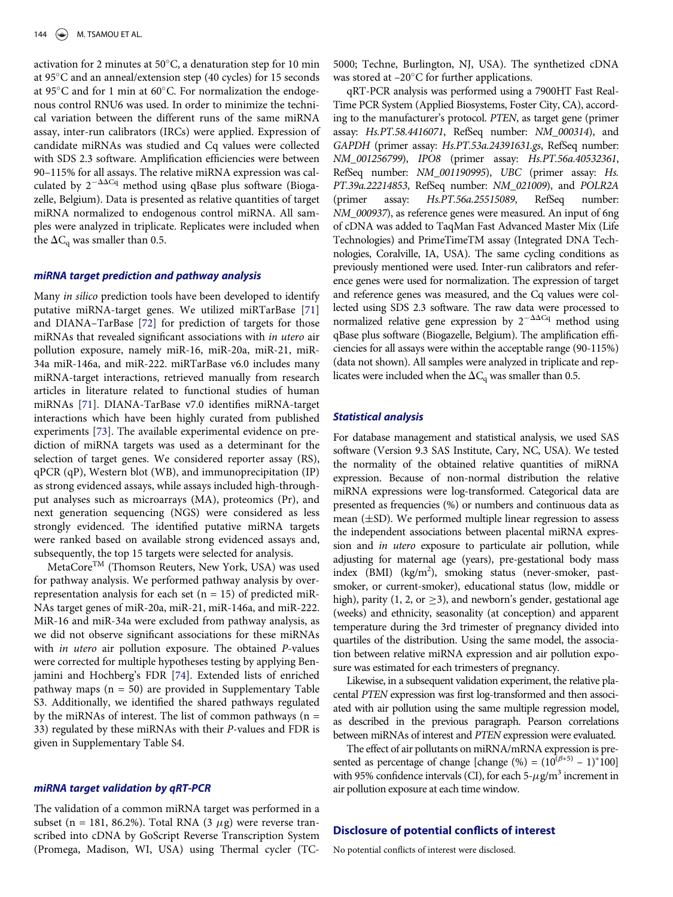activation for 2 minutes at 50°C, a denaturation step for 10 min at 95°C and an anneal/extension step (40 cycles) for 15 seconds at 95°C and for 1 min at 60°C. For normalization the endogenous control RNU6 was used. In order to minimize the technical variation between the different runs of the same miRNA assay, inter-run calibrators (IRCs) were applied. Expression of candidate miRNAs was studied and Cq values were collected with SDS 2.3 software. Amplification efficiencies were between 90–115% for all assays. The relative miRNA expression was calculated by $2^{-\Delta\Delta Cq}$ method using qBase plus software (Biogazelle, Belgium). Data is presented as relative quantities of target miRNA normalized to endogenous control miRNA. All samples were analyzed in triplicate. Replicates were included when the $\Delta C_q$ was smaller than 0.5.

### *miRNA target prediction and pathway analysis*

Many *in silico* prediction tools have been developed to identify putative miRNA-target genes. We utilized miRTarBase [71] and DIANA–TarBase [72] for prediction of targets for those miRNAs that revealed significant associations with *in utero* air pollution exposure, namely miR-16, miR-20a, miR-21, miR-34a miR-146a, and miR-222. miRTarBase v6.0 includes many miRNA-target interactions, retrieved manually from research articles in literature related to functional studies of human miRNAs [71]. DIANA-TarBase v7.0 identifies miRNA-target interactions which have been highly curated from published experiments [73]. The available experimental evidence on prediction of miRNA targets was used as a determinant for the selection of target genes. We considered reporter assay (RS), qPCR (qP), Western blot (WB), and immunoprecipitation (IP) as strong evidenced assays, while assays included high-throughput analyses such as microarrays (MA), proteomics (Pr), and next generation sequencing (NGS) were considered as less strongly evidenced. The identified putative miRNA targets were ranked based on available strong evidenced assays and, subsequently, the top 15 targets were selected for analysis.

MetaCore™ (Thomson Reuters, New York, USA) was used for pathway analysis. We performed pathway analysis by overrepresentation analysis for each set (n = 15) of predicted miRNAs target genes of miR-20a, miR-21, miR-146a, and miR-222. MiR-16 and miR-34a were excluded from pathway analysis, as we did not observe significant associations for these miRNAs with *in utero* air pollution exposure. The obtained *P*-values were corrected for multiple hypotheses testing by applying Benjamini and Hochberg's FDR [74]. Extended lists of enriched pathway maps (n = 50) are provided in Supplementary Table S3. Additionally, we identified the shared pathways regulated by the miRNAs of interest. The list of common pathways (n = 33) regulated by these miRNAs with their *P*-values and FDR is given in Supplementary Table S4.

### *miRNA target validation by qRT-PCR*

The validation of a common miRNA target was performed in a subset (n = 181, 86.2%). Total RNA (3 $\mu$g) were reverse transcribed into cDNA by GoScript Reverse Transcription System (Promega, Madison, WI, USA) using Thermal cycler (TC-5000; Techne, Burlington, NJ, USA). The synthetized cDNA was stored at −20°C for further applications.

qRT-PCR analysis was performed using a 7900HT Fast Real-Time PCR System (Applied Biosystems, Foster City, CA), according to the manufacturer's protocol. *PTEN*, as target gene (primer assay: *Hs.PT.58.4416071*, RefSeq number: *NM_000314*), and *GAPDH* (primer assay: *Hs.PT.53a.24391631.gs*, RefSeq number: *NM_001256799*), *IPO8* (primer assay: *Hs.PT.56a.40532361*, RefSeq number: *NM_001190995*), *UBC* (primer assay: *Hs.PT.39a.22214853*, RefSeq number: *NM_021009*), and *POLR2A* (primer assay: *Hs.PT.56a.25515089*, RefSeq number: *NM_000937*), as reference genes were measured. An input of 6ng of cDNA was added to TaqMan Fast Advanced Master Mix (Life Technologies) and PrimeTimeTM assay (Integrated DNA Technologies, Coralville, IA, USA). The same cycling conditions as previously mentioned were used. Inter-run calibrators and reference genes were used for normalization. The expression of target and reference genes was measured, and the Cq values were collected using SDS 2.3 software. The raw data were processed to normalized relative gene expression by $2^{-\Delta\Delta Cq}$ method using qBase plus software (Biogazelle, Belgium). The amplification efficiencies for all assays were within the acceptable range (90-115%) (data not shown). All samples were analyzed in triplicate and replicates were included when the $\Delta C_q$ was smaller than 0.5.

### *Statistical analysis*

For database management and statistical analysis, we used SAS software (Version 9.3 SAS Institute, Cary, NC, USA). We tested the normality of the obtained relative quantities of miRNA expression. Because of non-normal distribution the relative miRNA expressions were log-transformed. Categorical data are presented as frequencies (%) or numbers and continuous data as mean (±SD). We performed multiple linear regression to assess the independent associations between placental miRNA expression and *in utero* exposure to particulate air pollution, while adjusting for maternal age (years), pre-gestational body mass index (BMI) (kg/m$^2$), smoking status (never-smoker, past-smoker, or current-smoker), educational status (low, middle or high), parity (1, 2, or ≥3), and newborn's gender, gestational age (weeks) and ethnicity, seasonality (at conception) and apparent temperature during the 3rd trimester of pregnancy divided into quartiles of the distribution. Using the same model, the association between relative miRNA expression and air pollution exposure was estimated for each trimesters of pregnancy.

Likewise, in a subsequent validation experiment, the relative placental *PTEN* expression was first log-transformed and then associated with air pollution using the same multiple regression model, as described in the previous paragraph. Pearson correlations between miRNAs of interest and *PTEN* expression were evaluated.

The effect of air pollutants on miRNA/mRNA expression is presented as percentage of change [change (%) = $(10^{(\beta*5)} - 1)*100$] with 95% confidence intervals (CI), for each 5-$\mu$g/m$^3$ increment in air pollution exposure at each time window.

## Disclosure of potential conflicts of interest

No potential conflicts of interest were disclosed.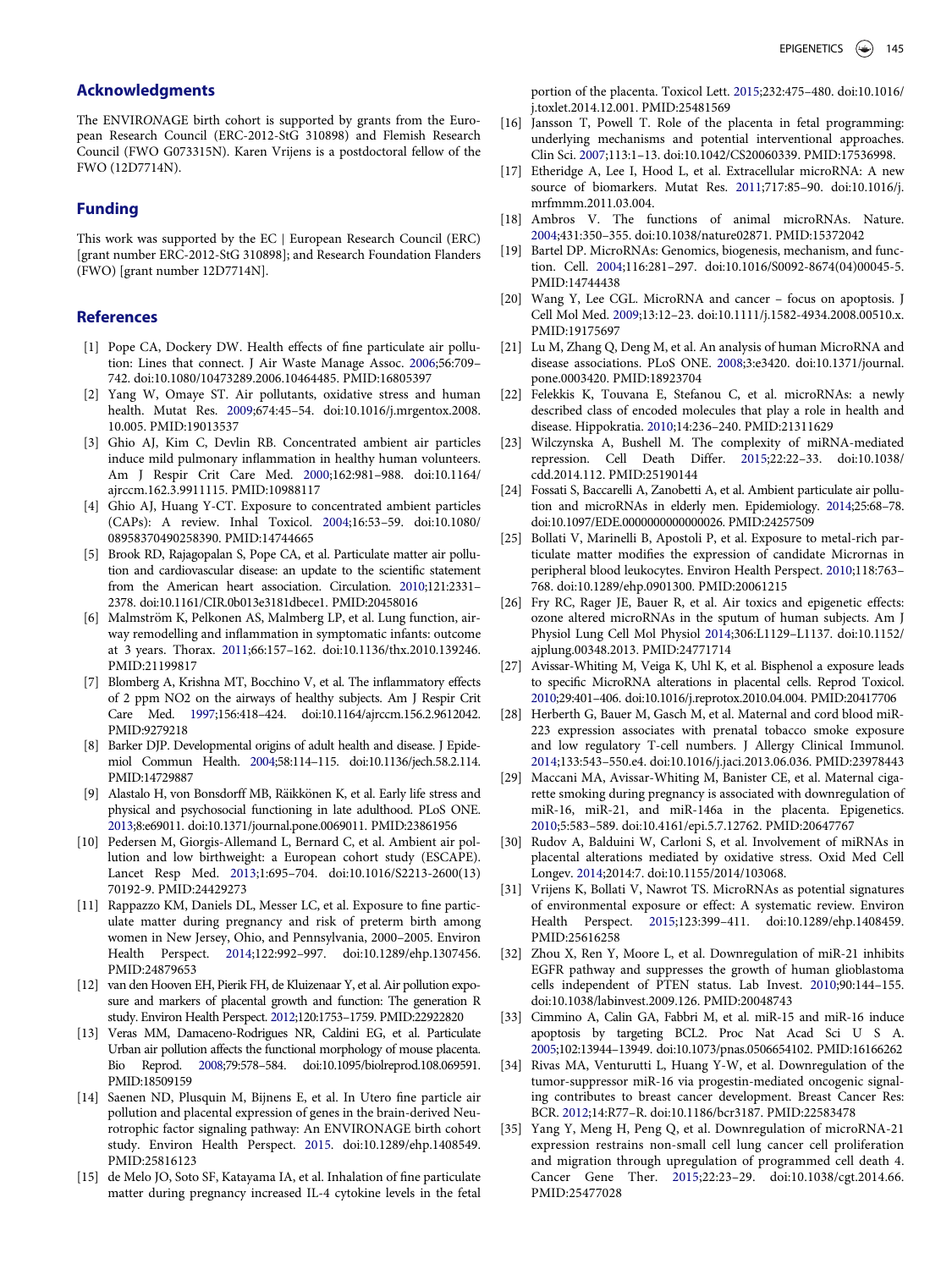## Acknowledgments

The ENVIRONAGE birth cohort is supported by grants from the European Research Council (ERC-2012-StG 310898) and Flemish Research Council (FWO G073315N). Karen Vrijens is a postdoctoral fellow of the FWO (12D7714N).

## Funding

This work was supported by the EC | European Research Council (ERC) [grant number ERC-2012-StG 310898]; and Research Foundation Flanders (FWO) [grant number 12D7714N].

## References

[1] Pope CA, Dockery DW. Health effects of fine particulate air pollution: Lines that connect. J Air Waste Manage Assoc. 2006;56:709–742. doi:10.1080/10473289.2006.10464485. PMID:16805397

[2] Yang W, Omaye ST. Air pollutants, oxidative stress and human health. Mutat Res. 2009;674:45–54. doi:10.1016/j.mrgentox.2008.10.005. PMID:19013537

[3] Ghio AJ, Kim C, Devlin RB. Concentrated ambient air particles induce mild pulmonary inflammation in healthy human volunteers. Am J Respir Crit Care Med. 2000;162:981–988. doi:10.1164/ajrccm.162.3.9911115. PMID:10988117

[4] Ghio AJ, Huang Y-CT. Exposure to concentrated ambient particles (CAPs): A review. Inhal Toxicol. 2004;16:53–59. doi:10.1080/08958370490258390. PMID:14744665

[5] Brook RD, Rajagopalan S, Pope CA, et al. Particulate matter air pollution and cardiovascular disease: an update to the scientific statement from the American heart association. Circulation. 2010;121:2331–2378. doi:10.1161/CIR.0b013e3181dbece1. PMID:20458016

[6] Malmström K, Pelkonen AS, Malmberg LP, et al. Lung function, airway remodelling and inflammation in symptomatic infants: outcome at 3 years. Thorax. 2011;66:157–162. doi:10.1136/thx.2010.139246. PMID:21199817

[7] Blomberg A, Krishna MT, Bocchino V, et al. The inflammatory effects of 2 ppm NO2 on the airways of healthy subjects. Am J Respir Crit Care Med. 1997;156:418–424. doi:10.1164/ajrccm.156.2.9612042. PMID:9279218

[8] Barker DJP. Developmental origins of adult health and disease. J Epidemiol Commun Health. 2004;58:114–115. doi:10.1136/jech.58.2.114. PMID:14729887

[9] Alastalo H, von Bonsdorff MB, Räikkönen K, et al. Early life stress and physical and psychosocial functioning in late adulthood. PLoS ONE. 2013;8:e69011. doi:10.1371/journal.pone.0069011. PMID:23861956

[10] Pedersen M, Giorgis-Allemand L, Bernard C, et al. Ambient air pollution and low birthweight: a European cohort study (ESCAPE). Lancet Resp Med. 2013;1:695–704. doi:10.1016/S2213-2600(13)70192-9. PMID:24429273

[11] Rappazzo KM, Daniels DL, Messer LC, et al. Exposure to fine particulate matter during pregnancy and risk of preterm birth among women in New Jersey, Ohio, and Pennsylvania, 2000–2005. Environ Health Perspect. 2014;122:992–997. doi:10.1289/ehp.1307456. PMID:24879653

[12] van den Hooven EH, Pierik FH, de Kluizenaar Y, et al. Air pollution exposure and markers of placental growth and function: The generation R study. Environ Health Perspect. 2012;120:1753–1759. PMID:22922820

[13] Veras MM, Damaceno-Rodrigues NR, Caldini EG, et al. Particulate Urban air pollution affects the functional morphology of mouse placenta. Bio Reprod. 2008;79:578–584. doi:10.1095/biolreprod.108.069591. PMID:18509159

[14] Saenen ND, Plusquin M, Bijnens E, et al. In Utero fine particle air pollution and placental expression of genes in the brain-derived Neurotrophic factor signaling pathway: An ENVIRONAGE birth cohort study. Environ Health Perspect. 2015. doi:10.1289/ehp.1408549. PMID:25816123

[15] de Melo JO, Soto SF, Katayama IA, et al. Inhalation of fine particulate matter during pregnancy increased IL-4 cytokine levels in the fetal portion of the placenta. Toxicol Lett. 2015;232:475–480. doi:10.1016/j.toxlet.2014.12.001. PMID:25481569

[16] Jansson T, Powell T. Role of the placenta in fetal programming: underlying mechanisms and potential interventional approaches. Clin Sci. 2007;113:1–13. doi:10.1042/CS20060339. PMID:17536998.

[17] Etheridge A, Lee I, Hood L, et al. Extracellular microRNA: A new source of biomarkers. Mutat Res. 2011;717:85–90. doi:10.1016/j.mrfmmm.2011.03.004.

[18] Ambros V. The functions of animal microRNAs. Nature. 2004;431:350–355. doi:10.1038/nature02871. PMID:15372042

[19] Bartel DP. MicroRNAs: Genomics, biogenesis, mechanism, and function. Cell. 2004;116:281–297. doi:10.1016/S0092-8674(04)00045-5. PMID:14744438

[20] Wang Y, Lee CGL. MicroRNA and cancer – focus on apoptosis. J Cell Mol Med. 2009;13:12–23. doi:10.1111/j.1582-4934.2008.00510.x. PMID:19175697

[21] Lu M, Zhang Q, Deng M, et al. An analysis of human MicroRNA and disease associations. PLoS ONE. 2008;3:e3420. doi:10.1371/journal.pone.0003420. PMID:18923704

[22] Felekkis K, Touvana E, Stefanou C, et al. microRNAs: a newly described class of encoded molecules that play a role in health and disease. Hippokratia. 2010;14:236–240. PMID:21311629

[23] Wilczynska A, Bushell M. The complexity of miRNA-mediated repression. Cell Death Differ. 2015;22:22–33. doi:10.1038/cdd.2014.112. PMID:25190144

[24] Fossati S, Baccarelli A, Zanobetti A, et al. Ambient particulate air pollution and microRNAs in elderly men. Epidemiology. 2014;25:68–78. doi:10.1097/EDE.0000000000000026. PMID:24257509

[25] Bollati V, Marinelli B, Apostoli P, et al. Exposure to metal-rich particulate matter modifies the expression of candidate Micrornas in peripheral blood leukocytes. Environ Health Perspect. 2010;118:763–768. doi:10.1289/ehp.0901300. PMID:20061215

[26] Fry RC, Rager JE, Bauer R, et al. Air toxics and epigenetic effects: ozone altered microRNAs in the sputum of human subjects. Am J Physiol Lung Cell Mol Physiol 2014;306:L1129–L1137. doi:10.1152/ajplung.00348.2013. PMID:24771714

[27] Avissar-Whiting M, Veiga K, Uhl K, et al. Bisphenol a exposure leads to specific MicroRNA alterations in placental cells. Reprod Toxicol. 2010;29:401–406. doi:10.1016/j.reprotox.2010.04.004. PMID:20417706

[28] Herberth G, Bauer M, Gasch M, et al. Maternal and cord blood miR-223 expression associates with prenatal tobacco smoke exposure and low regulatory T-cell numbers. J Allergy Clinical Immunol. 2014;133:543–550.e4. doi:10.1016/j.jaci.2013.06.036. PMID:23978443

[29] Maccani MA, Avissar-Whiting M, Banister CE, et al. Maternal cigarette smoking during pregnancy is associated with downregulation of miR-16, miR-21, and miR-146a in the placenta. Epigenetics. 2010;5:583–589. doi:10.4161/epi.5.7.12762. PMID:20647767

[30] Rudov A, Balduini W, Carloni S, et al. Involvement of miRNAs in placental alterations mediated by oxidative stress. Oxid Med Cell Longev. 2014;2014:7. doi:10.1155/2014/103068.

[31] Vrijens K, Bollati V, Nawrot TS. MicroRNAs as potential signatures of environmental exposure or effect: A systematic review. Environ Health Perspect. 2015;123:399–411. doi:10.1289/ehp.1408459. PMID:25616258

[32] Zhou X, Ren Y, Moore L, et al. Downregulation of miR-21 inhibits EGFR pathway and suppresses the growth of human glioblastoma cells independent of PTEN status. Lab Invest. 2010;90:144–155. doi:10.1038/labinvest.2009.126. PMID:20048743

[33] Cimmino A, Calin GA, Fabbri M, et al. miR-15 and miR-16 induce apoptosis by targeting BCL2. Proc Nat Acad Sci U S A. 2005;102:13944–13949. doi:10.1073/pnas.0506654102. PMID:16166262

[34] Rivas MA, Venturutti L, Huang Y-W, et al. Downregulation of the tumor-suppressor miR-16 via progestin-mediated oncogenic signaling contributes to breast cancer development. Breast Cancer Res: BCR. 2012;14:R77–R. doi:10.1186/bcr3187. PMID:22583478

[35] Yang Y, Meng H, Peng Q, et al. Downregulation of microRNA-21 expression restrains non-small cell lung cancer cell proliferation and migration through upregulation of programmed cell death 4. Cancer Gene Ther. 2015;22:23–29. doi:10.1038/cgt.2014.66. PMID:25477028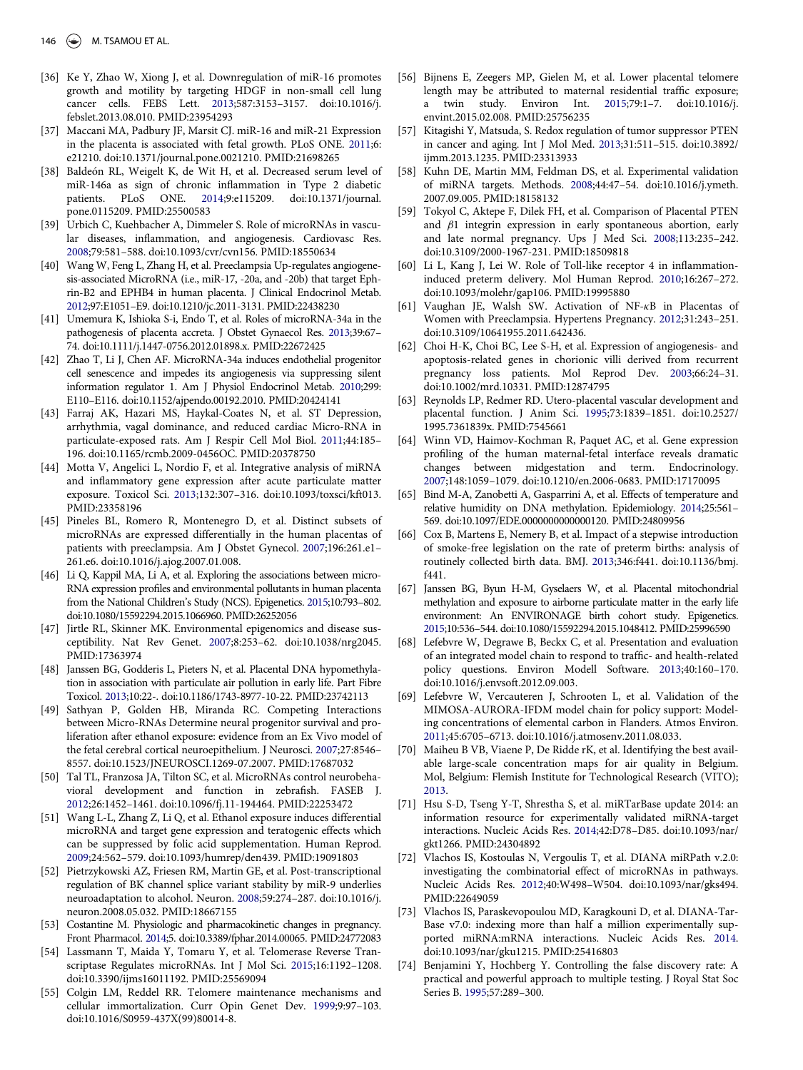[36] Ke Y, Zhao W, Xiong J, et al. Downregulation of miR-16 promotes growth and motility by targeting HDGF in non-small cell lung cancer cells. FEBS Lett. 2013;587:3153–3157. doi:10.1016/j.febslet.2013.08.010. PMID:23954293

[37] Maccani MA, Padbury JF, Marsit CJ. miR-16 and miR-21 Expression in the placenta is associated with fetal growth. PLoS ONE. 2011;6:e21210. doi:10.1371/journal.pone.0021210. PMID:21698265

[38] Baldeón RL, Weigelt K, de Wit H, et al. Decreased serum level of miR-146a as sign of chronic inflammation in Type 2 diabetic patients. PLoS ONE. 2014;9:e115209. doi:10.1371/journal.pone.0115209. PMID:25500583

[39] Urbich C, Kuehbacher A, Dimmeler S. Role of microRNAs in vascular diseases, inflammation, and angiogenesis. Cardiovasc Res. 2008;79:581–588. doi:10.1093/cvr/cvn156. PMID:18550634

[40] Wang W, Feng L, Zhang H, et al. Preeclampsia Up-regulates angiogenesis-associated MicroRNA (i.e., miR-17, -20a, and -20b) that target Ephrin-B2 and EPHB4 in human placenta. J Clinical Endocrinol Metab. 2012;97:E1051–E9. doi:10.1210/jc.2011-3131. PMID:22438230

[41] Umemura K, Ishioka S-i, Endo T, et al. Roles of microRNA-34a in the pathogenesis of placenta accreta. J Obstet Gynaecol Res. 2013;39:67–74. doi:10.1111/j.1447-0756.2012.01898.x. PMID:22672425

[42] Zhao T, Li J, Chen AF. MicroRNA-34a induces endothelial progenitor cell senescence and impedes its angiogenesis via suppressing silent information regulator 1. Am J Physiol Endocrinol Metab. 2010;299:E110–E116. doi:10.1152/ajpendo.00192.2010. PMID:20424141

[43] Farraj AK, Hazari MS, Haykal-Coates N, et al. ST Depression, arrhythmia, vagal dominance, and reduced cardiac Micro-RNA in particulate-exposed rats. Am J Respir Cell Mol Biol. 2011;44:185–196. doi:10.1165/rcmb.2009-0456OC. PMID:20378750

[44] Motta V, Angelici L, Nordio F, et al. Integrative analysis of miRNA and inflammatory gene expression after acute particulate matter exposure. Toxicol Sci. 2013;132:307–316. doi:10.1093/toxsci/kft013. PMID:23358196

[45] Pineles BL, Romero R, Montenegro D, et al. Distinct subsets of microRNAs are expressed differentially in the human placentas of patients with preeclampsia. Am J Obstet Gynecol. 2007;196:261.e1–261.e6. doi:10.1016/j.ajog.2007.01.008.

[46] Li Q, Kappil MA, Li A, et al. Exploring the associations between microRNA expression profiles and environmental pollutants in human placenta from the National Children's Study (NCS). Epigenetics. 2015;10:793–802. doi:10.1080/15592294.2015.1066960. PMID:26252056

[47] Jirtle RL, Skinner MK. Environmental epigenomics and disease susceptibility. Nat Rev Genet. 2007;8:253–62. doi:10.1038/nrg2045. PMID:17363974

[48] Janssen BG, Godderis L, Pieters N, et al. Placental DNA hypomethylation in association with particulate air pollution in early life. Part Fibre Toxicol. 2013;10:22-. doi:10.1186/1743-8977-10-22. PMID:23742113

[49] Sathyan P, Golden HB, Miranda RC. Competing Interactions between Micro-RNAs Determine neural progenitor survival and proliferation after ethanol exposure: evidence from an Ex Vivo model of the fetal cerebral cortical neuroepithelium. J Neurosci. 2007;27:8546–8557. doi:10.1523/JNEUROSCI.1269-07.2007. PMID:17687032

[50] Tal TL, Franzosa JA, Tilton SC, et al. MicroRNAs control neurobehavioral development and function in zebrafish. FASEB J. 2012;26:1452–1461. doi:10.1096/fj.11-194464. PMID:22253472

[51] Wang L-L, Zhang Z, Li Q, et al. Ethanol exposure induces differential microRNA and target gene expression and teratogenic effects which can be suppressed by folic acid supplementation. Human Reprod. 2009;24:562–579. doi:10.1093/humrep/den439. PMID:19091803

[52] Pietrzykowski AZ, Friesen RM, Martin GE, et al. Post-transcriptional regulation of BK channel splice variant stability by miR-9 underlies neuroadaptation to alcohol. Neuron. 2008;59:274–287. doi:10.1016/j.neuron.2008.05.032. PMID:18667155

[53] Costantine M. Physiologic and pharmacokinetic changes in pregnancy. Front Pharmacol. 2014;5. doi:10.3389/fphar.2014.00065. PMID:24772083

[54] Lassmann T, Maida Y, Tomaru Y, et al. Telomerase Reverse Transcriptase Regulates microRNAs. Int J Mol Sci. 2015;16:1192–1208. doi:10.3390/ijms16011192. PMID:25569094

[55] Colgin LM, Reddel RR. Telomere maintenance mechanisms and cellular immortalization. Curr Opin Genet Dev. 1999;9:97–103. doi:10.1016/S0959-437X(99)80014-8.

[56] Bijnens E, Zeegers MP, Gielen M, et al. Lower placental telomere length may be attributed to maternal residential traffic exposure; a twin study. Environ Int. 2015;79:1–7. doi:10.1016/j.envint.2015.02.008. PMID:25756235

[57] Kitagishi Y, Matsuda, S. Redox regulation of tumor suppressor PTEN in cancer and aging. Int J Mol Med. 2013;31:511–515. doi:10.3892/ijmm.2013.1235. PMID:23313933

[58] Kuhn DE, Martin MM, Feldman DS, et al. Experimental validation of miRNA targets. Methods. 2008;44:47–54. doi:10.1016/j.ymeth.2007.09.005. PMID:18158132

[59] Tokyol C, Aktepe F, Dilek FH, et al. Comparison of Placental PTEN and $\beta$1 integrin expression in early spontaneous abortion, early and late normal pregnancy. Ups J Med Sci. 2008;113:235–242. doi:10.3109/2000-1967-231. PMID:18509818

[60] Li L, Kang J, Lei W. Role of Toll-like receptor 4 in inflammation-induced preterm delivery. Mol Human Reprod. 2010;16:267–272. doi:10.1093/molehr/gap106. PMID:19995880

[61] Vaughan JE, Walsh SW. Activation of NF-$\kappa$B in Placentas of Women with Preeclampsia. Hypertens Pregnancy. 2012;31:243–251. doi:10.3109/10641955.2011.642436.

[62] Choi H-K, Choi BC, Lee S-H, et al. Expression of angiogenesis- and apoptosis-related genes in chorionic villi derived from recurrent pregnancy loss patients. Mol Reprod Dev. 2003;66:24–31. doi:10.1002/mrd.10331. PMID:12874795

[63] Reynolds LP, Redmer RD. Utero-placental vascular development and placental function. J Anim Sci. 1995;73:1839–1851. doi:10.2527/1995.7361839x. PMID:7545661

[64] Winn VD, Haimov-Kochman R, Paquet AC, et al. Gene expression profiling of the human maternal-fetal interface reveals dramatic changes between midgestation and term. Endocrinology. 2007;148:1059–1079. doi:10.1210/en.2006-0683. PMID:17170095

[65] Bind M-A, Zanobetti A, Gasparrini A, et al. Effects of temperature and relative humidity on DNA methylation. Epidemiology. 2014;25:561–569. doi:10.1097/EDE.0000000000000120. PMID:24809956

[66] Cox B, Martens E, Nemery B, et al. Impact of a stepwise introduction of smoke-free legislation on the rate of preterm births: analysis of routinely collected birth data. BMJ. 2013;346:f441. doi:10.1136/bmj.f441.

[67] Janssen BG, Byun H-M, Gyselaers W, et al. Placental mitochondrial methylation and exposure to airborne particulate matter in the early life environment: An ENVIRONAGE birth cohort study. Epigenetics. 2015;10:536–544. doi:10.1080/15592294.2015.1048412. PMID:25996590

[68] Lefebvre W, Degrawe B, Beckx C, et al. Presentation and evaluation of an integrated model chain to respond to traffic- and health-related policy questions. Environ Modell Software. 2013;40:160–170. doi:10.1016/j.envsoft.2012.09.003.

[69] Lefebvre W, Vercauteren J, Schrooten L, et al. Validation of the MIMOSA-AURORA-IFDM model chain for policy support: Modeling concentrations of elemental carbon in Flanders. Atmos Environ. 2011;45:6705–6713. doi:10.1016/j.atmosenv.2011.08.033.

[70] Maiheu B VB, Viaene P, De Ridde rK, et al. Identifying the best available large-scale concentration maps for air quality in Belgium. Mol, Belgium: Flemish Institute for Technological Research (VITO); 2013.

[71] Hsu S-D, Tseng Y-T, Shrestha S, et al. miRTarBase update 2014: an information resource for experimentally validated miRNA-target interactions. Nucleic Acids Res. 2014;42:D78–D85. doi:10.1093/nar/gkt1266. PMID:24304892

[72] Vlachos IS, Kostoulas N, Vergoulis T, et al. DIANA miRPath v.2.0: investigating the combinatorial effect of microRNAs in pathways. Nucleic Acids Res. 2012;40:W498–W504. doi:10.1093/nar/gks494. PMID:22649059

[73] Vlachos IS, Paraskevopoulou MD, Karagkouni D, et al. DIANA-TarBase v7.0: indexing more than half a million experimentally supported miRNA:mRNA interactions. Nucleic Acids Res. 2014. doi:10.1093/nar/gku1215. PMID:25416803

[74] Benjamini Y, Hochberg Y. Controlling the false discovery rate: A practical and powerful approach to multiple testing. J Royal Stat Soc Series B. 1995;57:289–300.